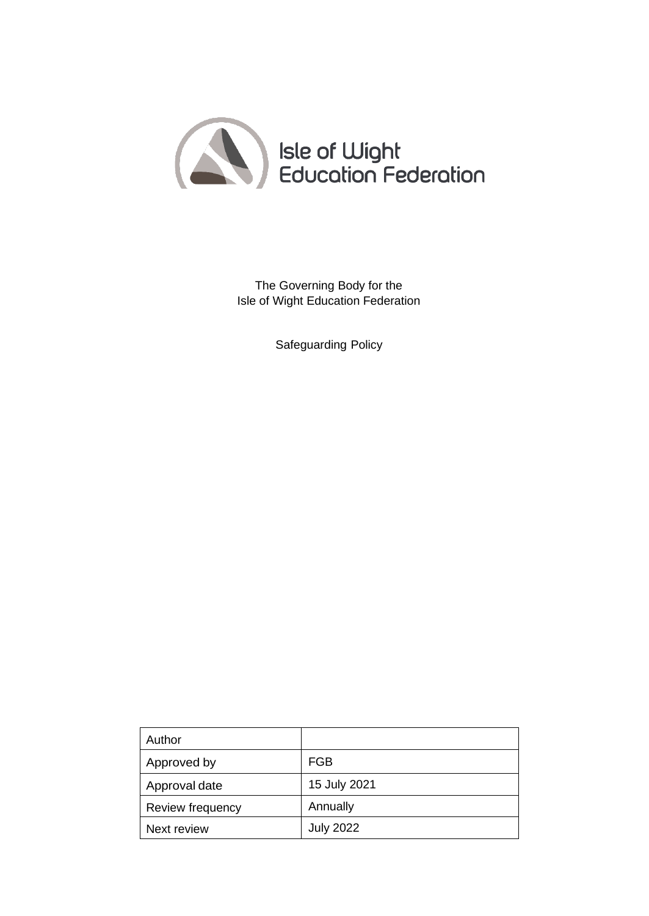Isle of Wight Education Federation

The Governing Body for the
Isle of Wight Education Federation

Safeguarding Policy

| Author | |
|---|---|
| Approved by | FGB |
| Approval date | 15 July 2021 |
| Review frequency | Annually |
| Next review | July 2022 |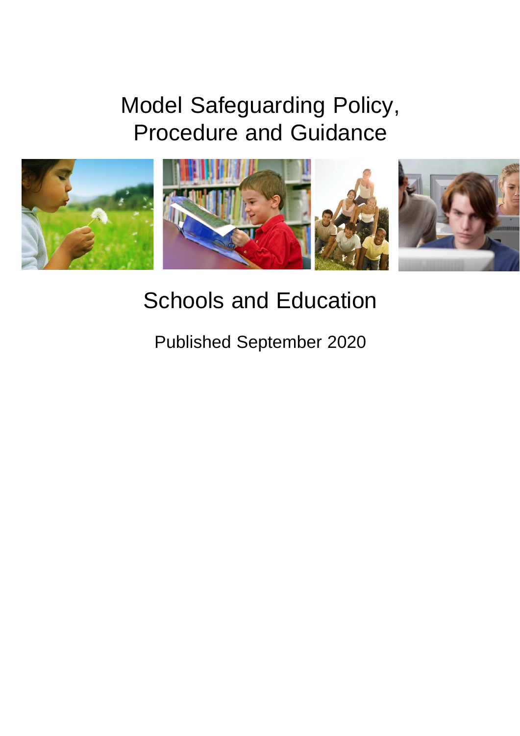# Model Safeguarding Policy, Procedure and Guidance

## Schools and Education

Published September 2020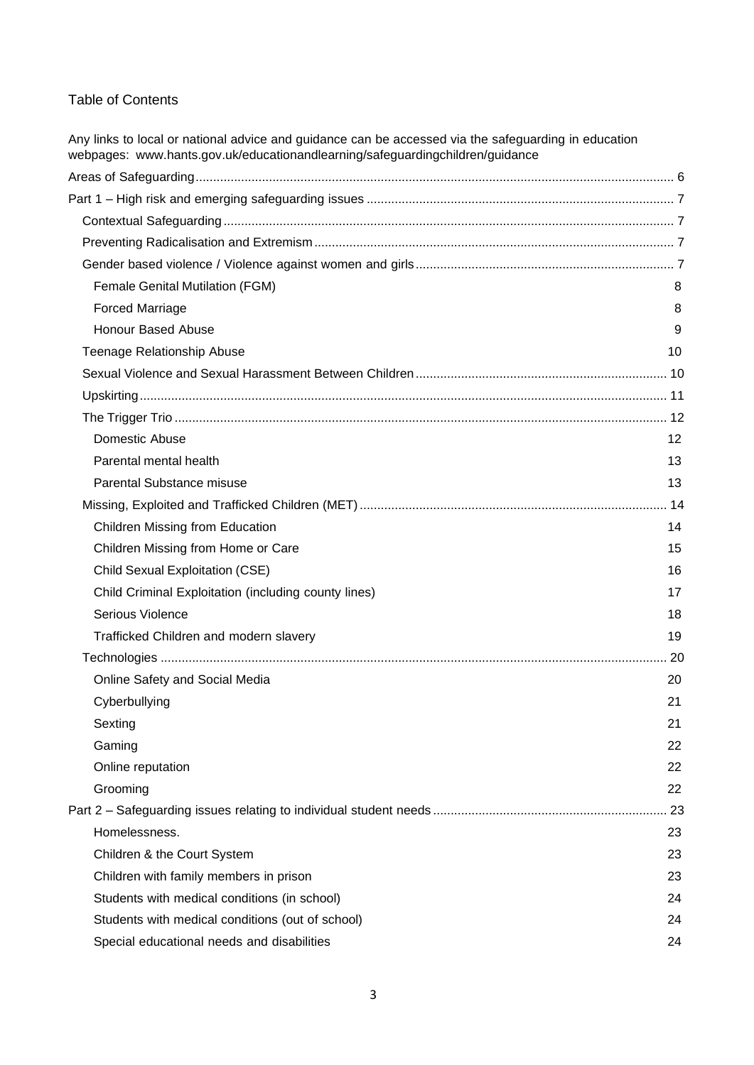## Table of Contents

Any links to local or national advice and guidance can be accessed via the safeguarding in education webpages: www.hants.gov.uk/educationandlearning/safeguardingchildren/guidance

- Areas of Safeguarding ........ 6
- Part 1 – High risk and emerging safeguarding issues ........ 7
  - Contextual Safeguarding ........ 7
  - Preventing Radicalisation and Extremism ........ 7
  - Gender based violence / Violence against women and girls ........ 7
    - Female Genital Mutilation (FGM) ........ 8
    - Forced Marriage ........ 8
    - Honour Based Abuse ........ 9
  - Teenage Relationship Abuse ........ 10
  - Sexual Violence and Sexual Harassment Between Children ........ 10
  - Upskirting ........ 11
  - The Trigger Trio ........ 12
    - Domestic Abuse ........ 12
    - Parental mental health ........ 13
    - Parental Substance misuse ........ 13
  - Missing, Exploited and Trafficked Children (MET) ........ 14
    - Children Missing from Education ........ 14
    - Children Missing from Home or Care ........ 15
    - Child Sexual Exploitation (CSE) ........ 16
    - Child Criminal Exploitation (including county lines) ........ 17
    - Serious Violence ........ 18
    - Trafficked Children and modern slavery ........ 19
  - Technologies ........ 20
    - Online Safety and Social Media ........ 20
    - Cyberbullying ........ 21
    - Sexting ........ 21
    - Gaming ........ 22
    - Online reputation ........ 22
    - Grooming ........ 22
- Part 2 – Safeguarding issues relating to individual student needs ........ 23
    - Homelessness. ........ 23
    - Children & the Court System ........ 23
    - Children with family members in prison ........ 23
    - Students with medical conditions (in school) ........ 24
    - Students with medical conditions (out of school) ........ 24
    - Special educational needs and disabilities ........ 24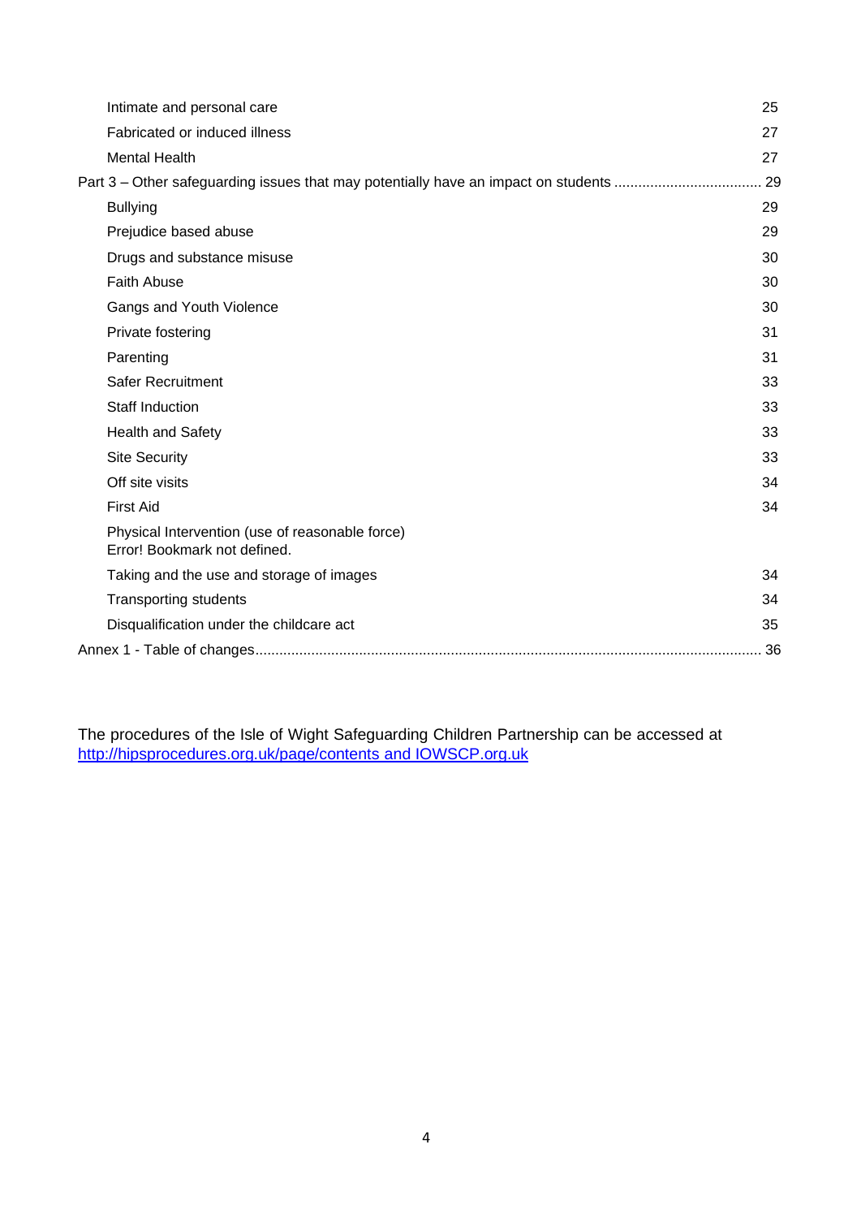Intimate and personal care 25
Fabricated or induced illness 27
Mental Health 27
Part 3 – Other safeguarding issues that may potentially have an impact on students .................................... 29
Bullying 29
Prejudice based abuse 29
Drugs and substance misuse 30
Faith Abuse 30
Gangs and Youth Violence 30
Private fostering 31
Parenting 31
Safer Recruitment 33
Staff Induction 33
Health and Safety 33
Site Security 33
Off site visits 34
First Aid 34
Physical Intervention (use of reasonable force) Error! Bookmark not defined.
Taking and the use and storage of images 34
Transporting students 34
Disqualification under the childcare act 35
Annex 1 - Table of changes.............................................................................................................................. 36

The procedures of the Isle of Wight Safeguarding Children Partnership can be accessed at http://hipsprocedures.org.uk/page/contents and IOWSCP.org.uk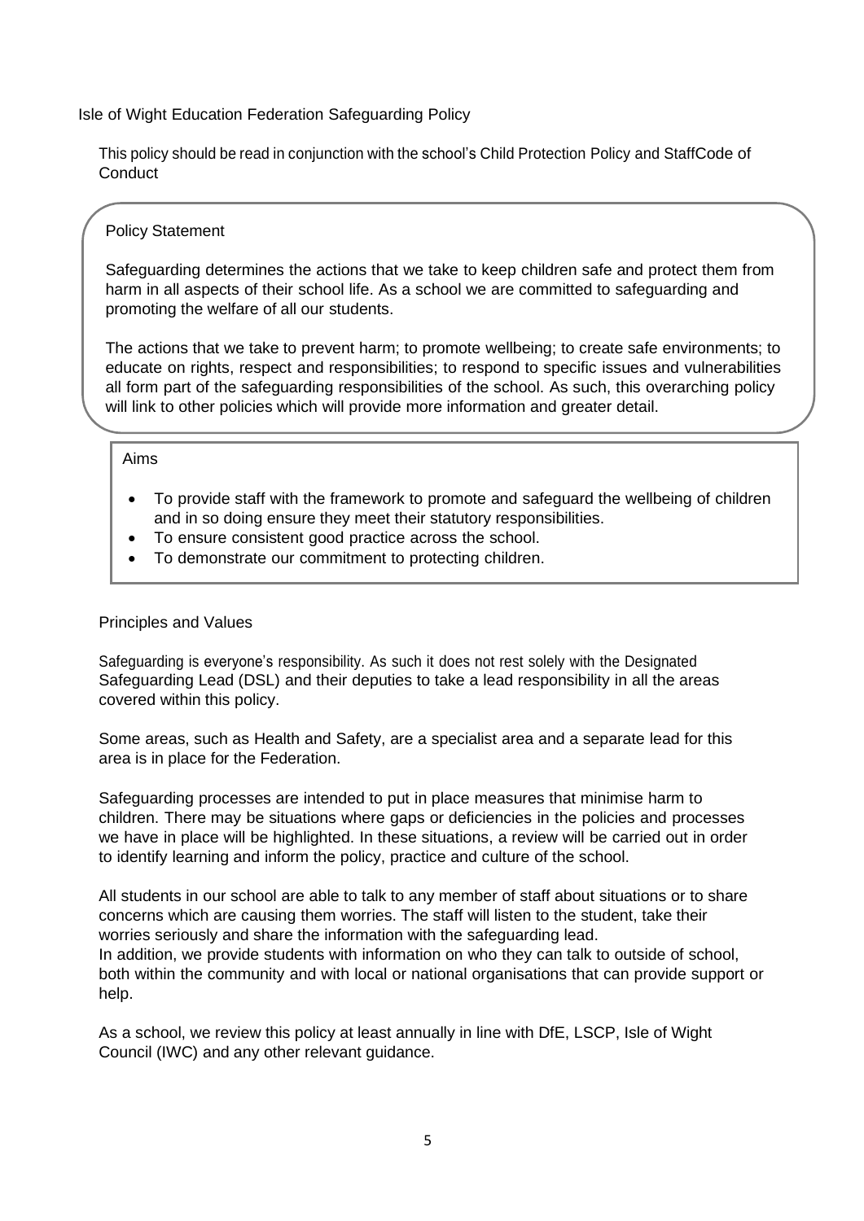# Isle of Wight Education Federation Safeguarding Policy

This policy should be read in conjunction with the school's Child Protection Policy and StaffCode of Conduct

## Policy Statement

Safeguarding determines the actions that we take to keep children safe and protect them from harm in all aspects of their school life. As a school we are committed to safeguarding and promoting the welfare of all our students.

The actions that we take to prevent harm; to promote wellbeing; to create safe environments; to educate on rights, respect and responsibilities; to respond to specific issues and vulnerabilities all form part of the safeguarding responsibilities of the school. As such, this overarching policy will link to other policies which will provide more information and greater detail.

## Aims

- To provide staff with the framework to promote and safeguard the wellbeing of children and in so doing ensure they meet their statutory responsibilities.
- To ensure consistent good practice across the school.
- To demonstrate our commitment to protecting children.

## Principles and Values

Safeguarding is everyone's responsibility. As such it does not rest solely with the Designated Safeguarding Lead (DSL) and their deputies to take a lead responsibility in all the areas covered within this policy.

Some areas, such as Health and Safety, are a specialist area and a separate lead for this area is in place for the Federation.

Safeguarding processes are intended to put in place measures that minimise harm to children. There may be situations where gaps or deficiencies in the policies and processes we have in place will be highlighted. In these situations, a review will be carried out in order to identify learning and inform the policy, practice and culture of the school.

All students in our school are able to talk to any member of staff about situations or to share concerns which are causing them worries. The staff will listen to the student, take their worries seriously and share the information with the safeguarding lead.
In addition, we provide students with information on who they can talk to outside of school, both within the community and with local or national organisations that can provide support or help.

As a school, we review this policy at least annually in line with DfE, LSCP, Isle of Wight Council (IWC) and any other relevant guidance.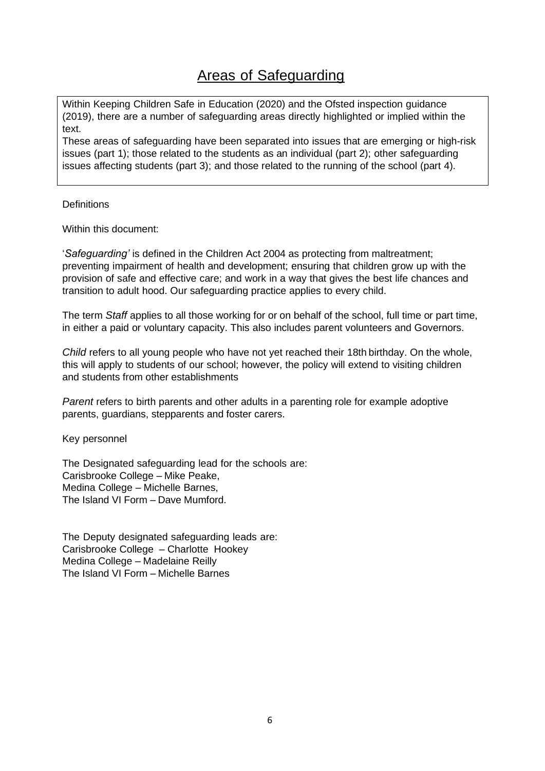# Areas of Safeguarding

Within Keeping Children Safe in Education (2020) and the Ofsted inspection guidance (2019), there are a number of safeguarding areas directly highlighted or implied within the text.

These areas of safeguarding have been separated into issues that are emerging or high-risk issues (part 1); those related to the students as an individual (part 2); other safeguarding issues affecting students (part 3); and those related to the running of the school (part 4).

Definitions

Within this document:

'*Safeguarding'* is defined in the Children Act 2004 as protecting from maltreatment; preventing impairment of health and development; ensuring that children grow up with the provision of safe and effective care; and work in a way that gives the best life chances and transition to adult hood. Our safeguarding practice applies to every child.

The term *Staff* applies to all those working for or on behalf of the school, full time or part time, in either a paid or voluntary capacity. This also includes parent volunteers and Governors.

*Child* refers to all young people who have not yet reached their 18th birthday. On the whole, this will apply to students of our school; however, the policy will extend to visiting children and students from other establishments

*Parent* refers to birth parents and other adults in a parenting role for example adoptive parents, guardians, stepparents and foster carers.

Key personnel

The Designated safeguarding lead for the schools are:
Carisbrooke College – Mike Peake,
Medina College – Michelle Barnes,
The Island VI Form – Dave Mumford.

The Deputy designated safeguarding leads are:
Carisbrooke College – Charlotte Hookey
Medina College – Madelaine Reilly
The Island VI Form – Michelle Barnes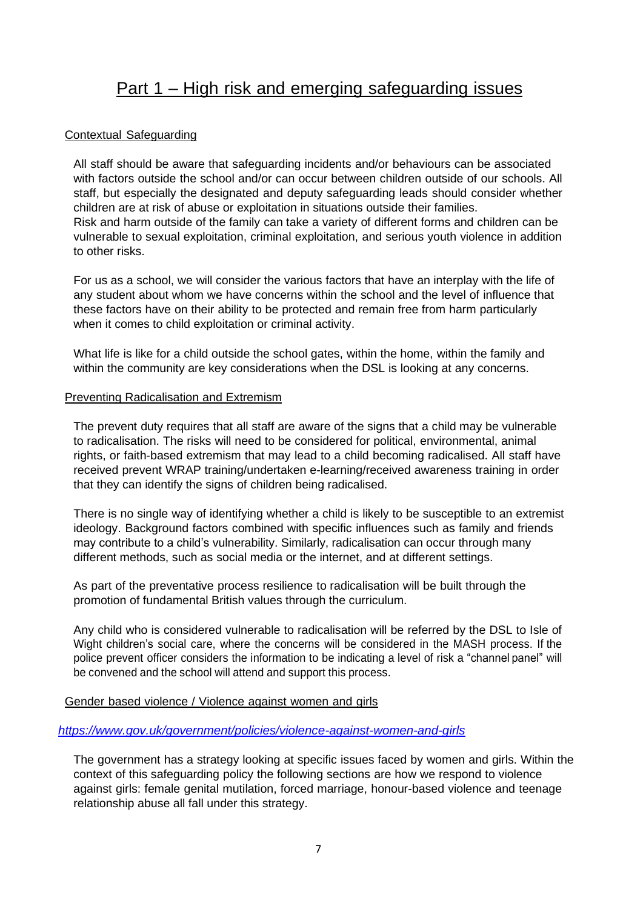# Part 1 – High risk and emerging safeguarding issues

## Contextual Safeguarding

All staff should be aware that safeguarding incidents and/or behaviours can be associated with factors outside the school and/or can occur between children outside of our schools. All staff, but especially the designated and deputy safeguarding leads should consider whether children are at risk of abuse or exploitation in situations outside their families.
Risk and harm outside of the family can take a variety of different forms and children can be vulnerable to sexual exploitation, criminal exploitation, and serious youth violence in addition to other risks.

For us as a school, we will consider the various factors that have an interplay with the life of any student about whom we have concerns within the school and the level of influence that these factors have on their ability to be protected and remain free from harm particularly when it comes to child exploitation or criminal activity.

What life is like for a child outside the school gates, within the home, within the family and within the community are key considerations when the DSL is looking at any concerns.

## Preventing Radicalisation and Extremism

The prevent duty requires that all staff are aware of the signs that a child may be vulnerable to radicalisation. The risks will need to be considered for political, environmental, animal rights, or faith-based extremism that may lead to a child becoming radicalised. All staff have received prevent WRAP training/undertaken e-learning/received awareness training in order that they can identify the signs of children being radicalised.

There is no single way of identifying whether a child is likely to be susceptible to an extremist ideology. Background factors combined with specific influences such as family and friends may contribute to a child's vulnerability. Similarly, radicalisation can occur through many different methods, such as social media or the internet, and at different settings.

As part of the preventative process resilience to radicalisation will be built through the promotion of fundamental British values through the curriculum.

Any child who is considered vulnerable to radicalisation will be referred by the DSL to Isle of Wight children's social care, where the concerns will be considered in the MASH process. If the police prevent officer considers the information to be indicating a level of risk a "channel panel" will be convened and the school will attend and support this process.

## Gender based violence / Violence against women and girls

*https://www.gov.uk/government/policies/violence-against-women-and-girls*

The government has a strategy looking at specific issues faced by women and girls. Within the context of this safeguarding policy the following sections are how we respond to violence against girls: female genital mutilation, forced marriage, honour-based violence and teenage relationship abuse all fall under this strategy.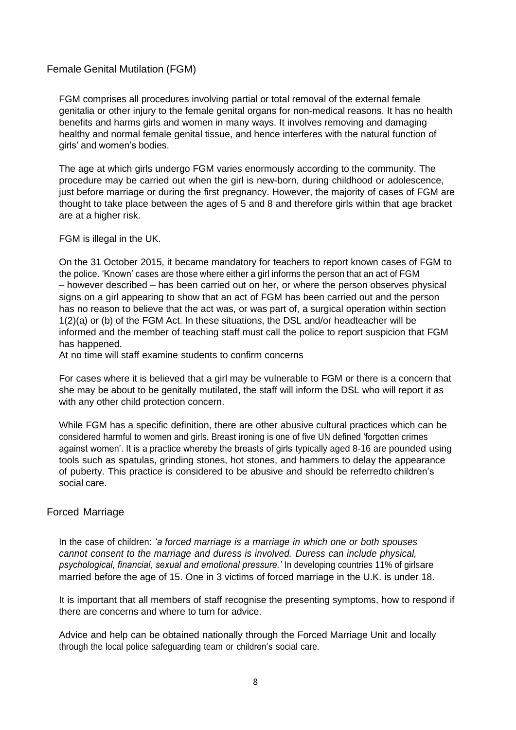## Female Genital Mutilation (FGM)

FGM comprises all procedures involving partial or total removal of the external female genitalia or other injury to the female genital organs for non-medical reasons. It has no health benefits and harms girls and women in many ways. It involves removing and damaging healthy and normal female genital tissue, and hence interferes with the natural function of girls' and women's bodies.

The age at which girls undergo FGM varies enormously according to the community. The procedure may be carried out when the girl is new-born, during childhood or adolescence, just before marriage or during the first pregnancy. However, the majority of cases of FGM are thought to take place between the ages of 5 and 8 and therefore girls within that age bracket are at a higher risk.

FGM is illegal in the UK.

On the 31 October 2015, it became mandatory for teachers to report known cases of FGM to the police. 'Known' cases are those where either a girl informs the person that an act of FGM – however described – has been carried out on her, or where the person observes physical signs on a girl appearing to show that an act of FGM has been carried out and the person has no reason to believe that the act was, or was part of, a surgical operation within section 1(2)(a) or (b) of the FGM Act. In these situations, the DSL and/or headteacher will be informed and the member of teaching staff must call the police to report suspicion that FGM has happened.
At no time will staff examine students to confirm concerns

For cases where it is believed that a girl may be vulnerable to FGM or there is a concern that she may be about to be genitally mutilated, the staff will inform the DSL who will report it as with any other child protection concern.

While FGM has a specific definition, there are other abusive cultural practices which can be considered harmful to women and girls. Breast ironing is one of five UN defined 'forgotten crimes against women'. It is a practice whereby the breasts of girls typically aged 8-16 are pounded using tools such as spatulas, grinding stones, hot stones, and hammers to delay the appearance of puberty. This practice is considered to be abusive and should be referredto children's social care.

## Forced Marriage

In the case of children: *'a forced marriage is a marriage in which one or both spouses cannot consent to the marriage and duress is involved. Duress can include physical, psychological, financial, sexual and emotional pressure.'* In developing countries 11% of girlsare married before the age of 15. One in 3 victims of forced marriage in the U.K. is under 18.

It is important that all members of staff recognise the presenting symptoms, how to respond if there are concerns and where to turn for advice.

Advice and help can be obtained nationally through the Forced Marriage Unit and locally through the local police safeguarding team or children's social care.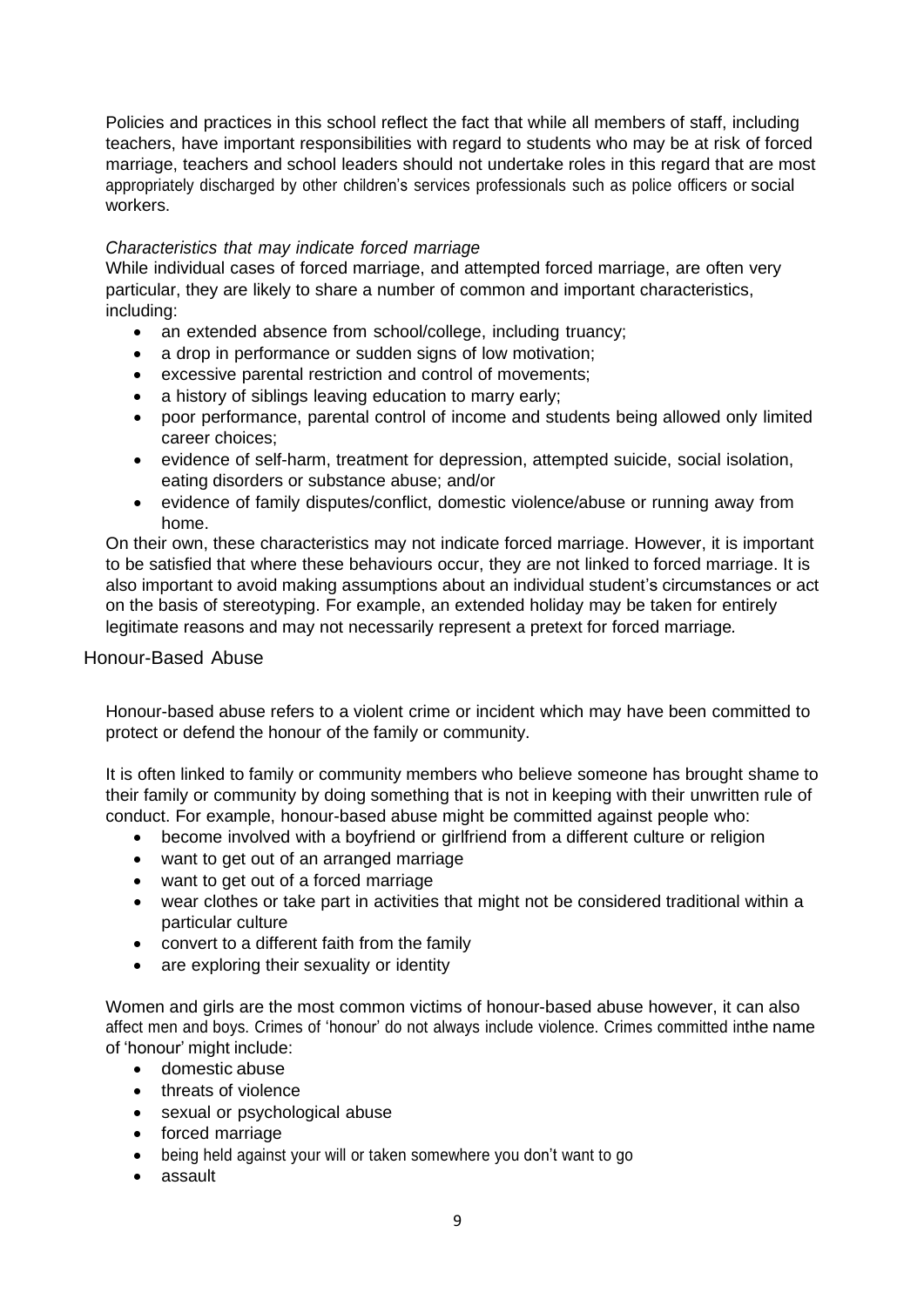Policies and practices in this school reflect the fact that while all members of staff, including teachers, have important responsibilities with regard to students who may be at risk of forced marriage, teachers and school leaders should not undertake roles in this regard that are most appropriately discharged by other children's services professionals such as police officers or social workers.

*Characteristics that may indicate forced marriage*

While individual cases of forced marriage, and attempted forced marriage, are often very particular, they are likely to share a number of common and important characteristics, including:

- an extended absence from school/college, including truancy;
- a drop in performance or sudden signs of low motivation;
- excessive parental restriction and control of movements;
- a history of siblings leaving education to marry early;
- poor performance, parental control of income and students being allowed only limited career choices;
- evidence of self-harm, treatment for depression, attempted suicide, social isolation, eating disorders or substance abuse; and/or
- evidence of family disputes/conflict, domestic violence/abuse or running away from home.

On their own, these characteristics may not indicate forced marriage. However, it is important to be satisfied that where these behaviours occur, they are not linked to forced marriage. It is also important to avoid making assumptions about an individual student's circumstances or act on the basis of stereotyping. For example, an extended holiday may be taken for entirely legitimate reasons and may not necessarily represent a pretext for forced marriage.

## Honour-Based Abuse

Honour-based abuse refers to a violent crime or incident which may have been committed to protect or defend the honour of the family or community.

It is often linked to family or community members who believe someone has brought shame to their family or community by doing something that is not in keeping with their unwritten rule of conduct. For example, honour-based abuse might be committed against people who:

- become involved with a boyfriend or girlfriend from a different culture or religion
- want to get out of an arranged marriage
- want to get out of a forced marriage
- wear clothes or take part in activities that might not be considered traditional within a particular culture
- convert to a different faith from the family
- are exploring their sexuality or identity

Women and girls are the most common victims of honour-based abuse however, it can also affect men and boys. Crimes of 'honour' do not always include violence. Crimes committed inthe name of 'honour' might include:

- domestic abuse
- threats of violence
- sexual or psychological abuse
- forced marriage
- being held against your will or taken somewhere you don't want to go
- assault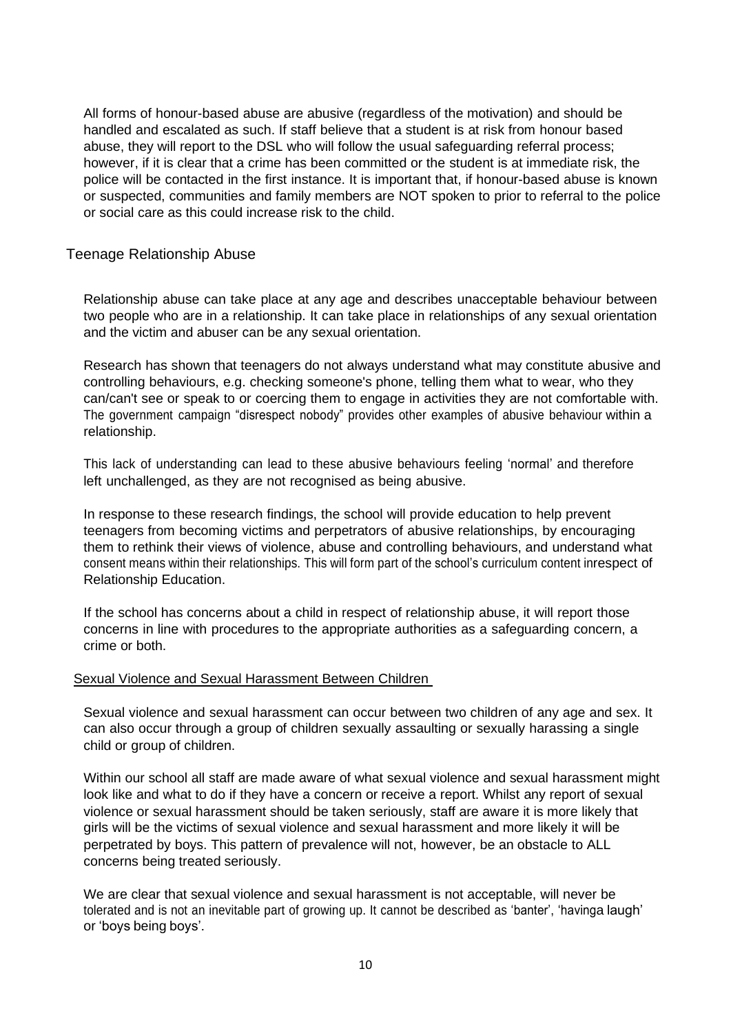All forms of honour-based abuse are abusive (regardless of the motivation) and should be handled and escalated as such. If staff believe that a student is at risk from honour based abuse, they will report to the DSL who will follow the usual safeguarding referral process; however, if it is clear that a crime has been committed or the student is at immediate risk, the police will be contacted in the first instance. It is important that, if honour-based abuse is known or suspected, communities and family members are NOT spoken to prior to referral to the police or social care as this could increase risk to the child.

## Teenage Relationship Abuse

Relationship abuse can take place at any age and describes unacceptable behaviour between two people who are in a relationship. It can take place in relationships of any sexual orientation and the victim and abuser can be any sexual orientation.

Research has shown that teenagers do not always understand what may constitute abusive and controlling behaviours, e.g. checking someone's phone, telling them what to wear, who they can/can't see or speak to or coercing them to engage in activities they are not comfortable with. The government campaign "disrespect nobody" provides other examples of abusive behaviour within a relationship.

This lack of understanding can lead to these abusive behaviours feeling 'normal' and therefore left unchallenged, as they are not recognised as being abusive.

In response to these research findings, the school will provide education to help prevent teenagers from becoming victims and perpetrators of abusive relationships, by encouraging them to rethink their views of violence, abuse and controlling behaviours, and understand what consent means within their relationships. This will form part of the school's curriculum content inrespect of Relationship Education.

If the school has concerns about a child in respect of relationship abuse, it will report those concerns in line with procedures to the appropriate authorities as a safeguarding concern, a crime or both.

## Sexual Violence and Sexual Harassment Between Children

Sexual violence and sexual harassment can occur between two children of any age and sex. It can also occur through a group of children sexually assaulting or sexually harassing a single child or group of children.

Within our school all staff are made aware of what sexual violence and sexual harassment might look like and what to do if they have a concern or receive a report. Whilst any report of sexual violence or sexual harassment should be taken seriously, staff are aware it is more likely that girls will be the victims of sexual violence and sexual harassment and more likely it will be perpetrated by boys. This pattern of prevalence will not, however, be an obstacle to ALL concerns being treated seriously.

We are clear that sexual violence and sexual harassment is not acceptable, will never be tolerated and is not an inevitable part of growing up. It cannot be described as 'banter', 'havinga laugh' or 'boys being boys'.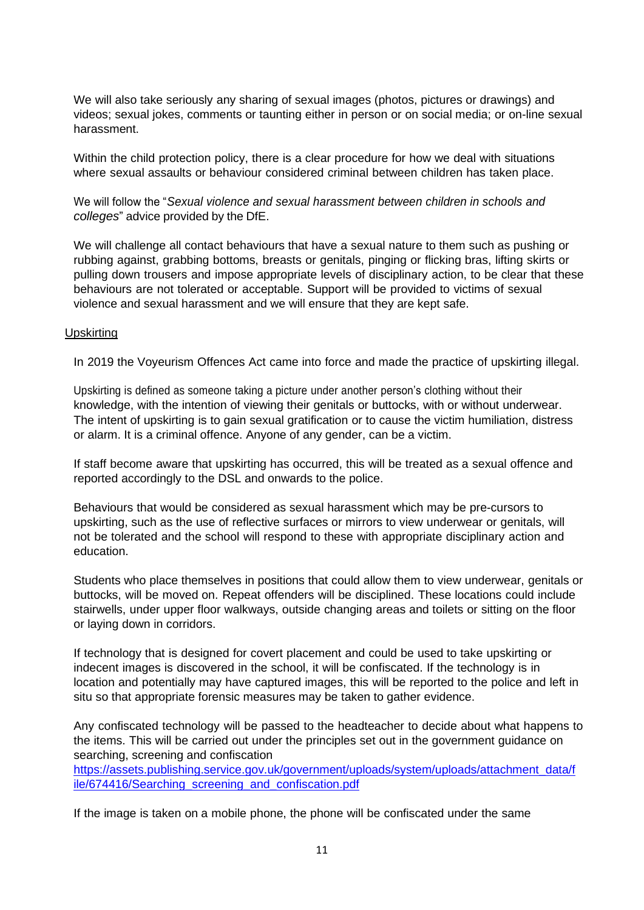We will also take seriously any sharing of sexual images (photos, pictures or drawings) and videos; sexual jokes, comments or taunting either in person or on social media; or on-line sexual harassment.

Within the child protection policy, there is a clear procedure for how we deal with situations where sexual assaults or behaviour considered criminal between children has taken place.

We will follow the "*Sexual violence and sexual harassment between children in schools and colleges*" advice provided by the DfE.

We will challenge all contact behaviours that have a sexual nature to them such as pushing or rubbing against, grabbing bottoms, breasts or genitals, pinging or flicking bras, lifting skirts or pulling down trousers and impose appropriate levels of disciplinary action, to be clear that these behaviours are not tolerated or acceptable. Support will be provided to victims of sexual violence and sexual harassment and we will ensure that they are kept safe.

## Upskirting

In 2019 the Voyeurism Offences Act came into force and made the practice of upskirting illegal.

Upskirting is defined as someone taking a picture under another person's clothing without their knowledge, with the intention of viewing their genitals or buttocks, with or without underwear. The intent of upskirting is to gain sexual gratification or to cause the victim humiliation, distress or alarm. It is a criminal offence. Anyone of any gender, can be a victim.

If staff become aware that upskirting has occurred, this will be treated as a sexual offence and reported accordingly to the DSL and onwards to the police.

Behaviours that would be considered as sexual harassment which may be pre-cursors to upskirting, such as the use of reflective surfaces or mirrors to view underwear or genitals, will not be tolerated and the school will respond to these with appropriate disciplinary action and education.

Students who place themselves in positions that could allow them to view underwear, genitals or buttocks, will be moved on. Repeat offenders will be disciplined. These locations could include stairwells, under upper floor walkways, outside changing areas and toilets or sitting on the floor or laying down in corridors.

If technology that is designed for covert placement and could be used to take upskirting or indecent images is discovered in the school, it will be confiscated. If the technology is in location and potentially may have captured images, this will be reported to the police and left in situ so that appropriate forensic measures may be taken to gather evidence.

Any confiscated technology will be passed to the headteacher to decide about what happens to the items. This will be carried out under the principles set out in the government guidance on searching, screening and confiscation
[https://assets.publishing.service.gov.uk/government/uploads/system/uploads/attachment_data/file/674416/Searching_screening_and_confiscation.pdf](https://assets.publishing.service.gov.uk/government/uploads/system/uploads/attachment_data/file/674416/Searching_screening_and_confiscation.pdf)

If the image is taken on a mobile phone, the phone will be confiscated under the same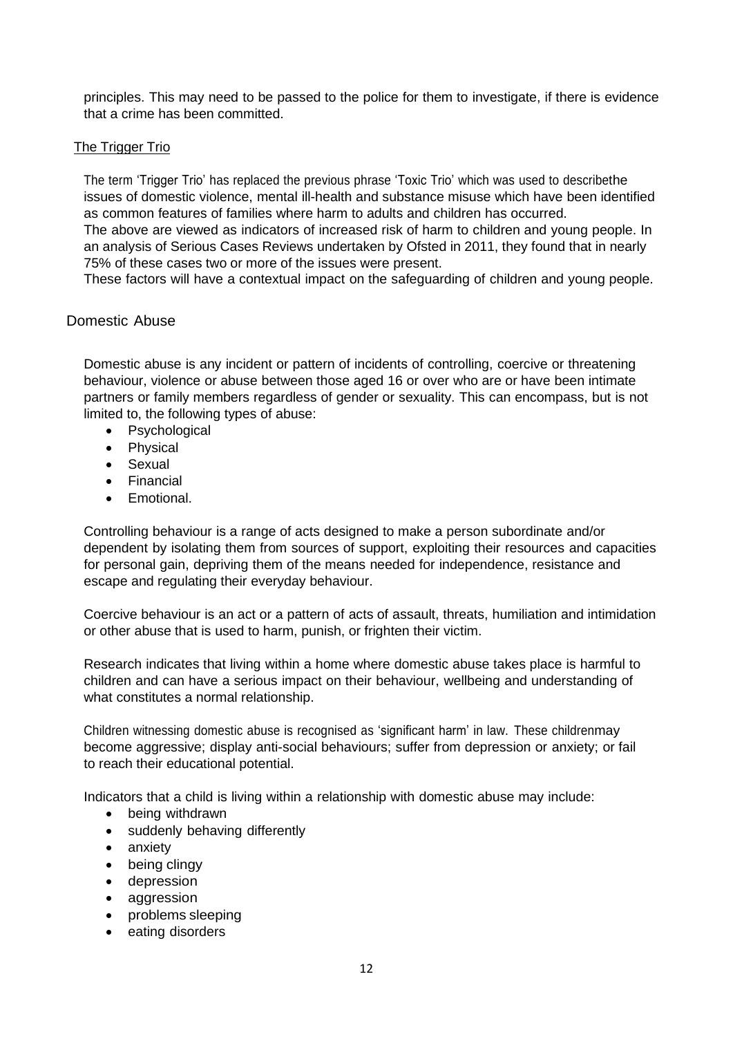principles. This may need to be passed to the police for them to investigate, if there is evidence that a crime has been committed.

### The Trigger Trio

The term 'Trigger Trio' has replaced the previous phrase 'Toxic Trio' which was used to describethe issues of domestic violence, mental ill-health and substance misuse which have been identified as common features of families where harm to adults and children has occurred.
The above are viewed as indicators of increased risk of harm to children and young people. In an analysis of Serious Cases Reviews undertaken by Ofsted in 2011, they found that in nearly 75% of these cases two or more of the issues were present.
These factors will have a contextual impact on the safeguarding of children and young people.

## Domestic Abuse

Domestic abuse is any incident or pattern of incidents of controlling, coercive or threatening behaviour, violence or abuse between those aged 16 or over who are or have been intimate partners or family members regardless of gender or sexuality. This can encompass, but is not limited to, the following types of abuse:

- Psychological
- Physical
- Sexual
- Financial
- Emotional.

Controlling behaviour is a range of acts designed to make a person subordinate and/or dependent by isolating them from sources of support, exploiting their resources and capacities for personal gain, depriving them of the means needed for independence, resistance and escape and regulating their everyday behaviour.

Coercive behaviour is an act or a pattern of acts of assault, threats, humiliation and intimidation or other abuse that is used to harm, punish, or frighten their victim.

Research indicates that living within a home where domestic abuse takes place is harmful to children and can have a serious impact on their behaviour, wellbeing and understanding of what constitutes a normal relationship.

Children witnessing domestic abuse is recognised as 'significant harm' in law. These childrenmay become aggressive; display anti-social behaviours; suffer from depression or anxiety; or fail to reach their educational potential.

Indicators that a child is living within a relationship with domestic abuse may include:

- being withdrawn
- suddenly behaving differently
- anxiety
- being clingy
- depression
- aggression
- problems sleeping
- eating disorders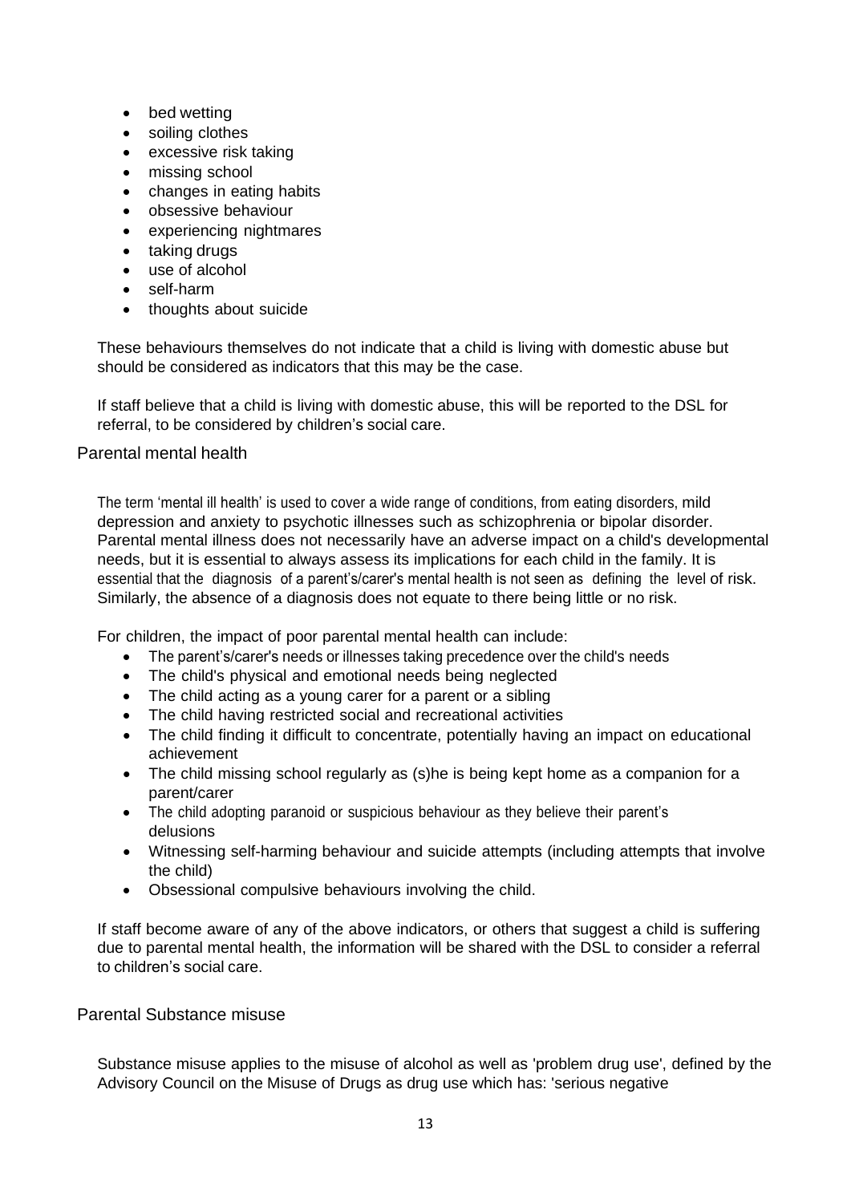- bed wetting
- soiling clothes
- excessive risk taking
- missing school
- changes in eating habits
- obsessive behaviour
- experiencing nightmares
- taking drugs
- use of alcohol
- self-harm
- thoughts about suicide

These behaviours themselves do not indicate that a child is living with domestic abuse but should be considered as indicators that this may be the case.

If staff believe that a child is living with domestic abuse, this will be reported to the DSL for referral, to be considered by children's social care.

## Parental mental health

The term 'mental ill health' is used to cover a wide range of conditions, from eating disorders, mild depression and anxiety to psychotic illnesses such as schizophrenia or bipolar disorder. Parental mental illness does not necessarily have an adverse impact on a child's developmental needs, but it is essential to always assess its implications for each child in the family. It is essential that the diagnosis of a parent's/carer's mental health is not seen as defining the level of risk. Similarly, the absence of a diagnosis does not equate to there being little or no risk.

For children, the impact of poor parental mental health can include:

- The parent's/carer's needs or illnesses taking precedence over the child's needs
- The child's physical and emotional needs being neglected
- The child acting as a young carer for a parent or a sibling
- The child having restricted social and recreational activities
- The child finding it difficult to concentrate, potentially having an impact on educational achievement
- The child missing school regularly as (s)he is being kept home as a companion for a parent/carer
- The child adopting paranoid or suspicious behaviour as they believe their parent's delusions
- Witnessing self-harming behaviour and suicide attempts (including attempts that involve the child)
- Obsessional compulsive behaviours involving the child.

If staff become aware of any of the above indicators, or others that suggest a child is suffering due to parental mental health, the information will be shared with the DSL to consider a referral to children's social care.

## Parental Substance misuse

Substance misuse applies to the misuse of alcohol as well as 'problem drug use', defined by the Advisory Council on the Misuse of Drugs as drug use which has: 'serious negative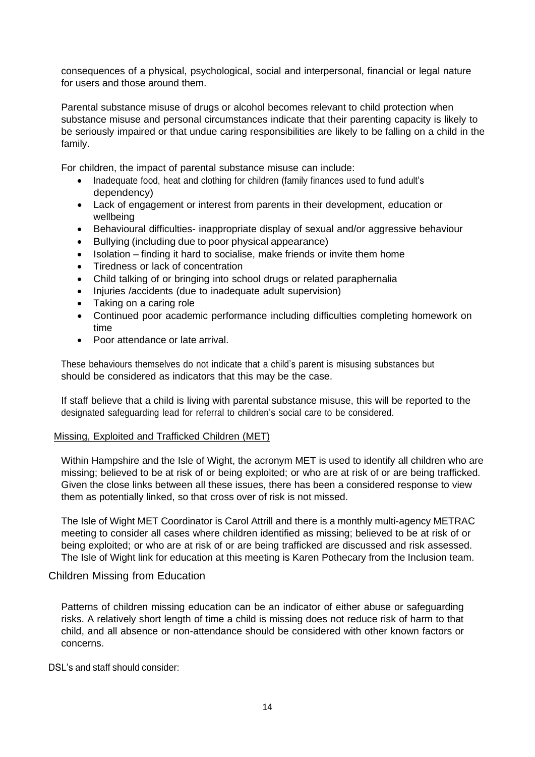consequences of a physical, psychological, social and interpersonal, financial or legal nature for users and those around them.

Parental substance misuse of drugs or alcohol becomes relevant to child protection when substance misuse and personal circumstances indicate that their parenting capacity is likely to be seriously impaired or that undue caring responsibilities are likely to be falling on a child in the family.

For children, the impact of parental substance misuse can include:

- Inadequate food, heat and clothing for children (family finances used to fund adult's dependency)
- Lack of engagement or interest from parents in their development, education or wellbeing
- Behavioural difficulties- inappropriate display of sexual and/or aggressive behaviour
- Bullying (including due to poor physical appearance)
- Isolation – finding it hard to socialise, make friends or invite them home
- Tiredness or lack of concentration
- Child talking of or bringing into school drugs or related paraphernalia
- Injuries /accidents (due to inadequate adult supervision)
- Taking on a caring role
- Continued poor academic performance including difficulties completing homework on time
- Poor attendance or late arrival.

These behaviours themselves do not indicate that a child's parent is misusing substances but should be considered as indicators that this may be the case.

If staff believe that a child is living with parental substance misuse, this will be reported to the designated safeguarding lead for referral to children's social care to be considered.

<u>Missing, Exploited and Trafficked Children (MET)</u>

Within Hampshire and the Isle of Wight, the acronym MET is used to identify all children who are missing; believed to be at risk of or being exploited; or who are at risk of or are being trafficked. Given the close links between all these issues, there has been a considered response to view them as potentially linked, so that cross over of risk is not missed.

The Isle of Wight MET Coordinator is Carol Attrill and there is a monthly multi-agency METRAC meeting to consider all cases where children identified as missing; believed to be at risk of or being exploited; or who are at risk of or are being trafficked are discussed and risk assessed. The Isle of Wight link for education at this meeting is Karen Pothecary from the Inclusion team.

## Children Missing from Education

Patterns of children missing education can be an indicator of either abuse or safeguarding risks. A relatively short length of time a child is missing does not reduce risk of harm to that child, and all absence or non-attendance should be considered with other known factors or concerns.

DSL's and staff should consider: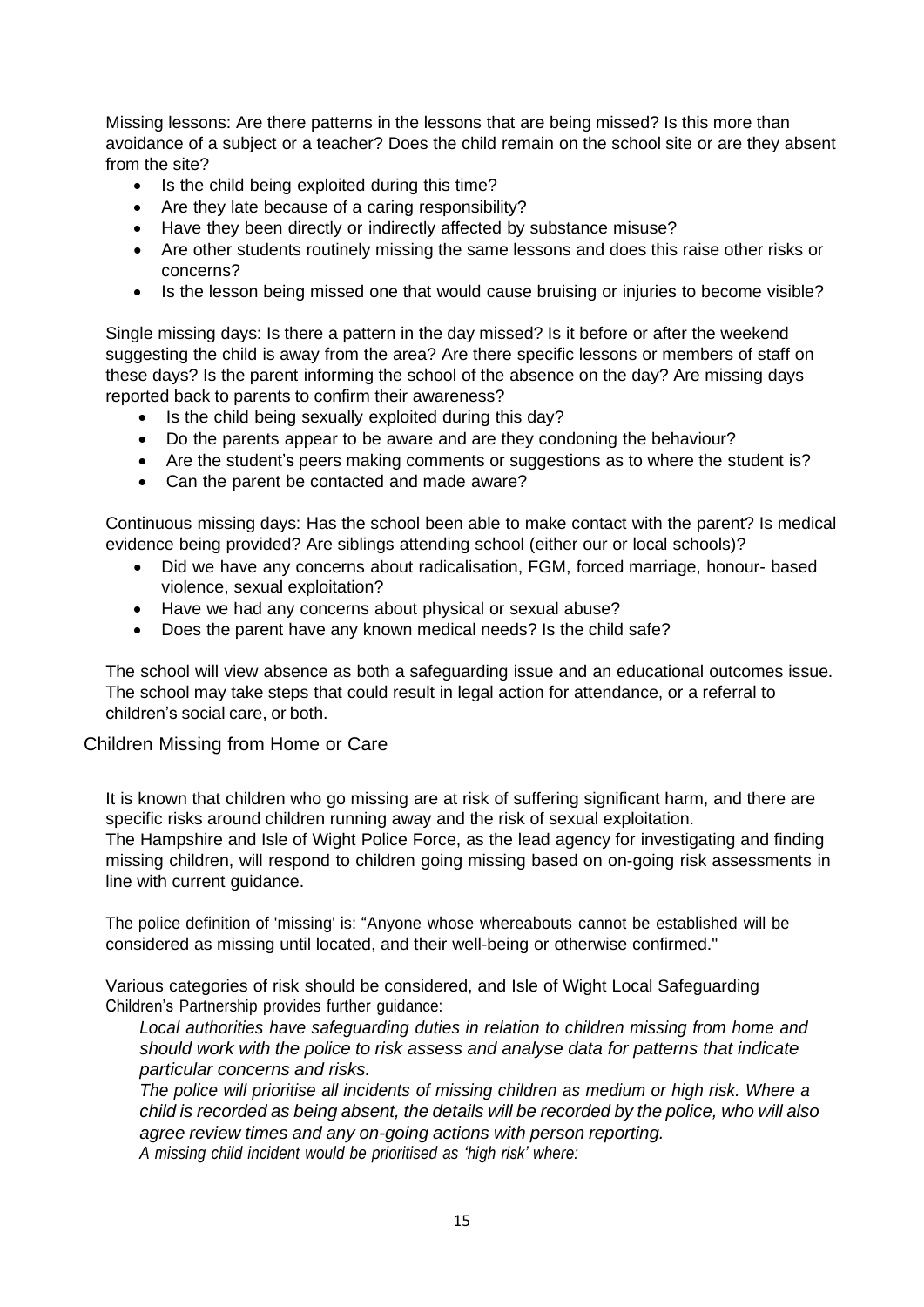Missing lessons: Are there patterns in the lessons that are being missed? Is this more than avoidance of a subject or a teacher? Does the child remain on the school site or are they absent from the site?

- Is the child being exploited during this time?
- Are they late because of a caring responsibility?
- Have they been directly or indirectly affected by substance misuse?
- Are other students routinely missing the same lessons and does this raise other risks or concerns?
- Is the lesson being missed one that would cause bruising or injuries to become visible?

Single missing days: Is there a pattern in the day missed? Is it before or after the weekend suggesting the child is away from the area? Are there specific lessons or members of staff on these days? Is the parent informing the school of the absence on the day? Are missing days reported back to parents to confirm their awareness?

- Is the child being sexually exploited during this day?
- Do the parents appear to be aware and are they condoning the behaviour?
- Are the student's peers making comments or suggestions as to where the student is?
- Can the parent be contacted and made aware?

Continuous missing days: Has the school been able to make contact with the parent? Is medical evidence being provided? Are siblings attending school (either our or local schools)?

- Did we have any concerns about radicalisation, FGM, forced marriage, honour- based violence, sexual exploitation?
- Have we had any concerns about physical or sexual abuse?
- Does the parent have any known medical needs? Is the child safe?

The school will view absence as both a safeguarding issue and an educational outcomes issue. The school may take steps that could result in legal action for attendance, or a referral to children's social care, or both.

## Children Missing from Home or Care

It is known that children who go missing are at risk of suffering significant harm, and there are specific risks around children running away and the risk of sexual exploitation.
The Hampshire and Isle of Wight Police Force, as the lead agency for investigating and finding missing children, will respond to children going missing based on on-going risk assessments in line with current guidance.

The police definition of 'missing' is: "Anyone whose whereabouts cannot be established will be considered as missing until located, and their well-being or otherwise confirmed."

Various categories of risk should be considered, and Isle of Wight Local Safeguarding Children's Partnership provides further guidance:

*Local authorities have safeguarding duties in relation to children missing from home and should work with the police to risk assess and analyse data for patterns that indicate particular concerns and risks.*

*The police will prioritise all incidents of missing children as medium or high risk. Where a child is recorded as being absent, the details will be recorded by the police, who will also agree review times and any on-going actions with person reporting.*

*A missing child incident would be prioritised as 'high risk' where:*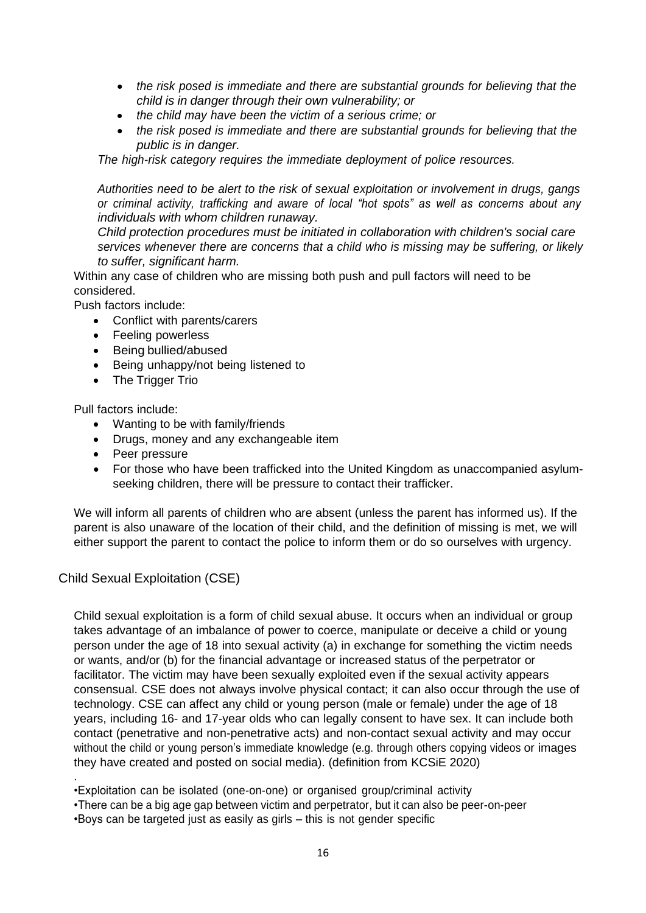- *the risk posed is immediate and there are substantial grounds for believing that the child is in danger through their own vulnerability; or*
- *the child may have been the victim of a serious crime; or*
- *the risk posed is immediate and there are substantial grounds for believing that the public is in danger.*

*The high-risk category requires the immediate deployment of police resources.*

*Authorities need to be alert to the risk of sexual exploitation or involvement in drugs, gangs or criminal activity, trafficking and aware of local "hot spots" as well as concerns about any individuals with whom children runaway.*

*Child protection procedures must be initiated in collaboration with children's social care services whenever there are concerns that a child who is missing may be suffering, or likely to suffer, significant harm.*

Within any case of children who are missing both push and pull factors will need to be considered.

Push factors include:

- Conflict with parents/carers
- Feeling powerless
- Being bullied/abused
- Being unhappy/not being listened to
- The Trigger Trio

Pull factors include:

- Wanting to be with family/friends
- Drugs, money and any exchangeable item
- Peer pressure
- For those who have been trafficked into the United Kingdom as unaccompanied asylum-seeking children, there will be pressure to contact their trafficker.

We will inform all parents of children who are absent (unless the parent has informed us). If the parent is also unaware of the location of their child, and the definition of missing is met, we will either support the parent to contact the police to inform them or do so ourselves with urgency.

## Child Sexual Exploitation (CSE)

Child sexual exploitation is a form of child sexual abuse. It occurs when an individual or group takes advantage of an imbalance of power to coerce, manipulate or deceive a child or young person under the age of 18 into sexual activity (a) in exchange for something the victim needs or wants, and/or (b) for the financial advantage or increased status of the perpetrator or facilitator. The victim may have been sexually exploited even if the sexual activity appears consensual. CSE does not always involve physical contact; it can also occur through the use of technology. CSE can affect any child or young person (male or female) under the age of 18 years, including 16- and 17-year olds who can legally consent to have sex. It can include both contact (penetrative and non-penetrative acts) and non-contact sexual activity and may occur without the child or young person's immediate knowledge (e.g. through others copying videos or images they have created and posted on social media). (definition from KCSiE 2020)

.

•Exploitation can be isolated (one-on-one) or organised group/criminal activity

•There can be a big age gap between victim and perpetrator, but it can also be peer-on-peer

•Boys can be targeted just as easily as girls – this is not gender specific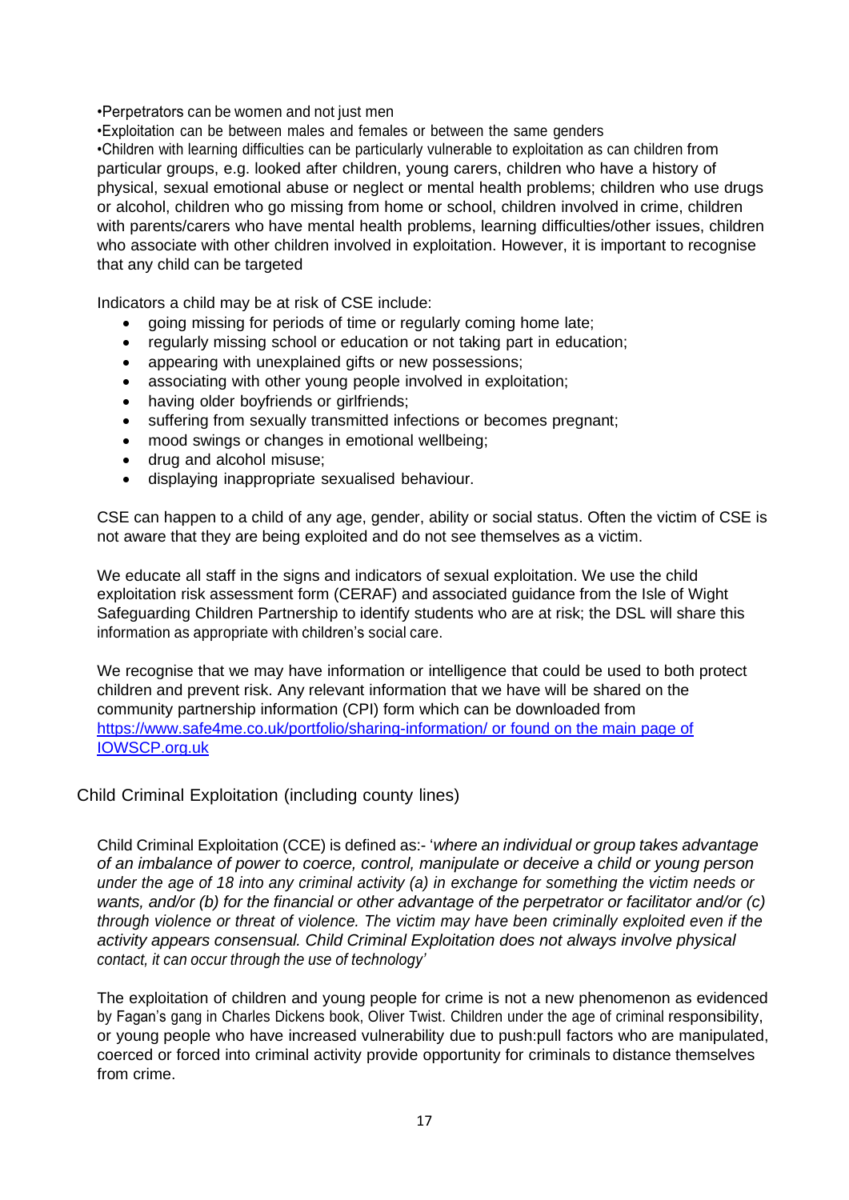•Perpetrators can be women and not just men
•Exploitation can be between males and females or between the same genders
•Children with learning difficulties can be particularly vulnerable to exploitation as can children from particular groups, e.g. looked after children, young carers, children who have a history of physical, sexual emotional abuse or neglect or mental health problems; children who use drugs or alcohol, children who go missing from home or school, children involved in crime, children with parents/carers who have mental health problems, learning difficulties/other issues, children who associate with other children involved in exploitation. However, it is important to recognise that any child can be targeted

Indicators a child may be at risk of CSE include:

- going missing for periods of time or regularly coming home late;
- regularly missing school or education or not taking part in education;
- appearing with unexplained gifts or new possessions;
- associating with other young people involved in exploitation;
- having older boyfriends or girlfriends;
- suffering from sexually transmitted infections or becomes pregnant;
- mood swings or changes in emotional wellbeing;
- drug and alcohol misuse;
- displaying inappropriate sexualised behaviour.

CSE can happen to a child of any age, gender, ability or social status. Often the victim of CSE is not aware that they are being exploited and do not see themselves as a victim.

We educate all staff in the signs and indicators of sexual exploitation. We use the child exploitation risk assessment form (CERAF) and associated guidance from the Isle of Wight Safeguarding Children Partnership to identify students who are at risk; the DSL will share this information as appropriate with children's social care.

We recognise that we may have information or intelligence that could be used to both protect children and prevent risk. Any relevant information that we have will be shared on the community partnership information (CPI) form which can be downloaded from [https://www.safe4me.co.uk/portfolio/sharing-information/ or found on the main page of IOWSCP.org.uk](https://www.safe4me.co.uk/portfolio/sharing-information/)

## Child Criminal Exploitation (including county lines)

Child Criminal Exploitation (CCE) is defined as:- '*where an individual or group takes advantage of an imbalance of power to coerce, control, manipulate or deceive a child or young person under the age of 18 into any criminal activity (a) in exchange for something the victim needs or wants, and/or (b) for the financial or other advantage of the perpetrator or facilitator and/or (c) through violence or threat of violence. The victim may have been criminally exploited even if the activity appears consensual. Child Criminal Exploitation does not always involve physical contact, it can occur through the use of technology*'

The exploitation of children and young people for crime is not a new phenomenon as evidenced by Fagan's gang in Charles Dickens book, Oliver Twist. Children under the age of criminal responsibility, or young people who have increased vulnerability due to push:pull factors who are manipulated, coerced or forced into criminal activity provide opportunity for criminals to distance themselves from crime.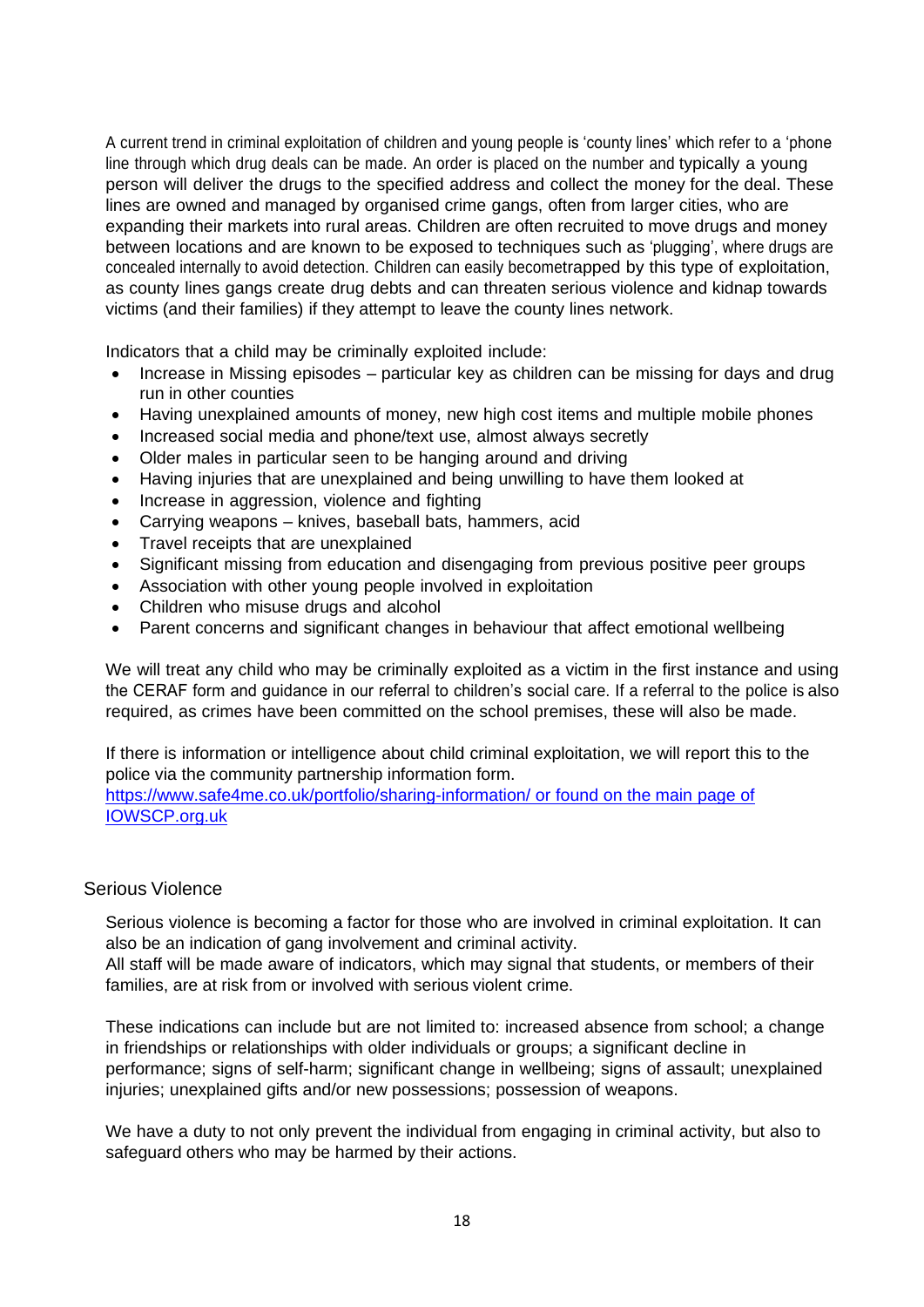A current trend in criminal exploitation of children and young people is 'county lines' which refer to a 'phone line through which drug deals can be made. An order is placed on the number and typically a young person will deliver the drugs to the specified address and collect the money for the deal. These lines are owned and managed by organised crime gangs, often from larger cities, who are expanding their markets into rural areas. Children are often recruited to move drugs and money between locations and are known to be exposed to techniques such as 'plugging', where drugs are concealed internally to avoid detection. Children can easily becometrapped by this type of exploitation, as county lines gangs create drug debts and can threaten serious violence and kidnap towards victims (and their families) if they attempt to leave the county lines network.

Indicators that a child may be criminally exploited include:

- Increase in Missing episodes – particular key as children can be missing for days and drug run in other counties
- Having unexplained amounts of money, new high cost items and multiple mobile phones
- Increased social media and phone/text use, almost always secretly
- Older males in particular seen to be hanging around and driving
- Having injuries that are unexplained and being unwilling to have them looked at
- Increase in aggression, violence and fighting
- Carrying weapons – knives, baseball bats, hammers, acid
- Travel receipts that are unexplained
- Significant missing from education and disengaging from previous positive peer groups
- Association with other young people involved in exploitation
- Children who misuse drugs and alcohol
- Parent concerns and significant changes in behaviour that affect emotional wellbeing

We will treat any child who may be criminally exploited as a victim in the first instance and using the CERAF form and guidance in our referral to children's social care. If a referral to the police is also required, as crimes have been committed on the school premises, these will also be made.

If there is information or intelligence about child criminal exploitation, we will report this to the police via the community partnership information form.
https://www.safe4me.co.uk/portfolio/sharing-information/ or found on the main page of IOWSCP.org.uk

## Serious Violence

Serious violence is becoming a factor for those who are involved in criminal exploitation. It can also be an indication of gang involvement and criminal activity.
All staff will be made aware of indicators, which may signal that students, or members of their families, are at risk from or involved with serious violent crime.

These indications can include but are not limited to: increased absence from school; a change in friendships or relationships with older individuals or groups; a significant decline in performance; signs of self-harm; significant change in wellbeing; signs of assault; unexplained injuries; unexplained gifts and/or new possessions; possession of weapons.

We have a duty to not only prevent the individual from engaging in criminal activity, but also to safeguard others who may be harmed by their actions.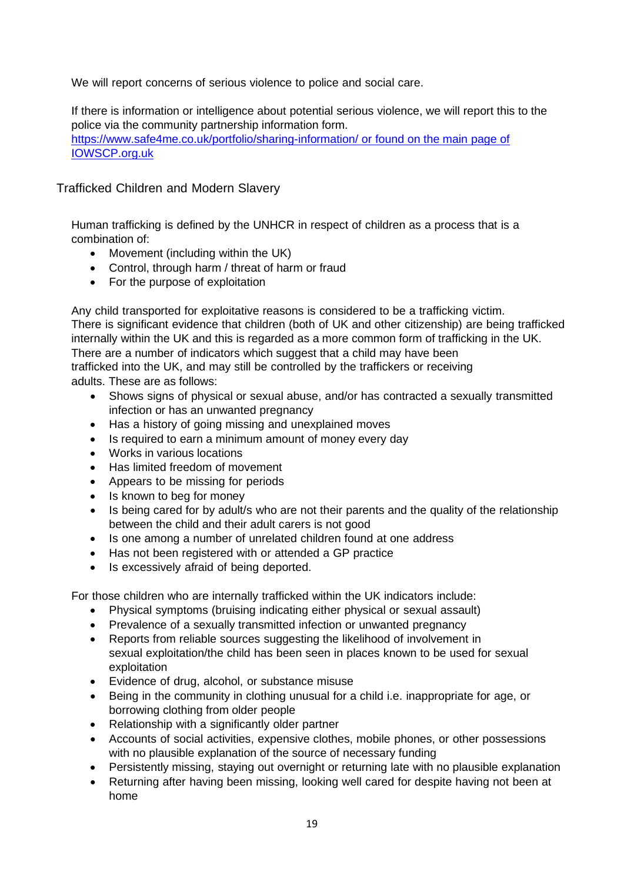We will report concerns of serious violence to police and social care.

If there is information or intelligence about potential serious violence, we will report this to the police via the community partnership information form.
[https://www.safe4me.co.uk/portfolio/sharing-information/ or found on the main page of IOWSCP.org.uk](https://www.safe4me.co.uk/portfolio/sharing-information/)

## Trafficked Children and Modern Slavery

Human trafficking is defined by the UNHCR in respect of children as a process that is a combination of:

- Movement (including within the UK)
- Control, through harm / threat of harm or fraud
- For the purpose of exploitation

Any child transported for exploitative reasons is considered to be a trafficking victim. There is significant evidence that children (both of UK and other citizenship) are being trafficked internally within the UK and this is regarded as a more common form of trafficking in the UK. There are a number of indicators which suggest that a child may have been trafficked into the UK, and may still be controlled by the traffickers or receiving adults. These are as follows:

- Shows signs of physical or sexual abuse, and/or has contracted a sexually transmitted infection or has an unwanted pregnancy
- Has a history of going missing and unexplained moves
- Is required to earn a minimum amount of money every day
- Works in various locations
- Has limited freedom of movement
- Appears to be missing for periods
- Is known to beg for money
- Is being cared for by adult/s who are not their parents and the quality of the relationship between the child and their adult carers is not good
- Is one among a number of unrelated children found at one address
- Has not been registered with or attended a GP practice
- Is excessively afraid of being deported.

For those children who are internally trafficked within the UK indicators include:

- Physical symptoms (bruising indicating either physical or sexual assault)
- Prevalence of a sexually transmitted infection or unwanted pregnancy
- Reports from reliable sources suggesting the likelihood of involvement in sexual exploitation/the child has been seen in places known to be used for sexual exploitation
- Evidence of drug, alcohol, or substance misuse
- Being in the community in clothing unusual for a child i.e. inappropriate for age, or borrowing clothing from older people
- Relationship with a significantly older partner
- Accounts of social activities, expensive clothes, mobile phones, or other possessions with no plausible explanation of the source of necessary funding
- Persistently missing, staying out overnight or returning late with no plausible explanation
- Returning after having been missing, looking well cared for despite having not been at home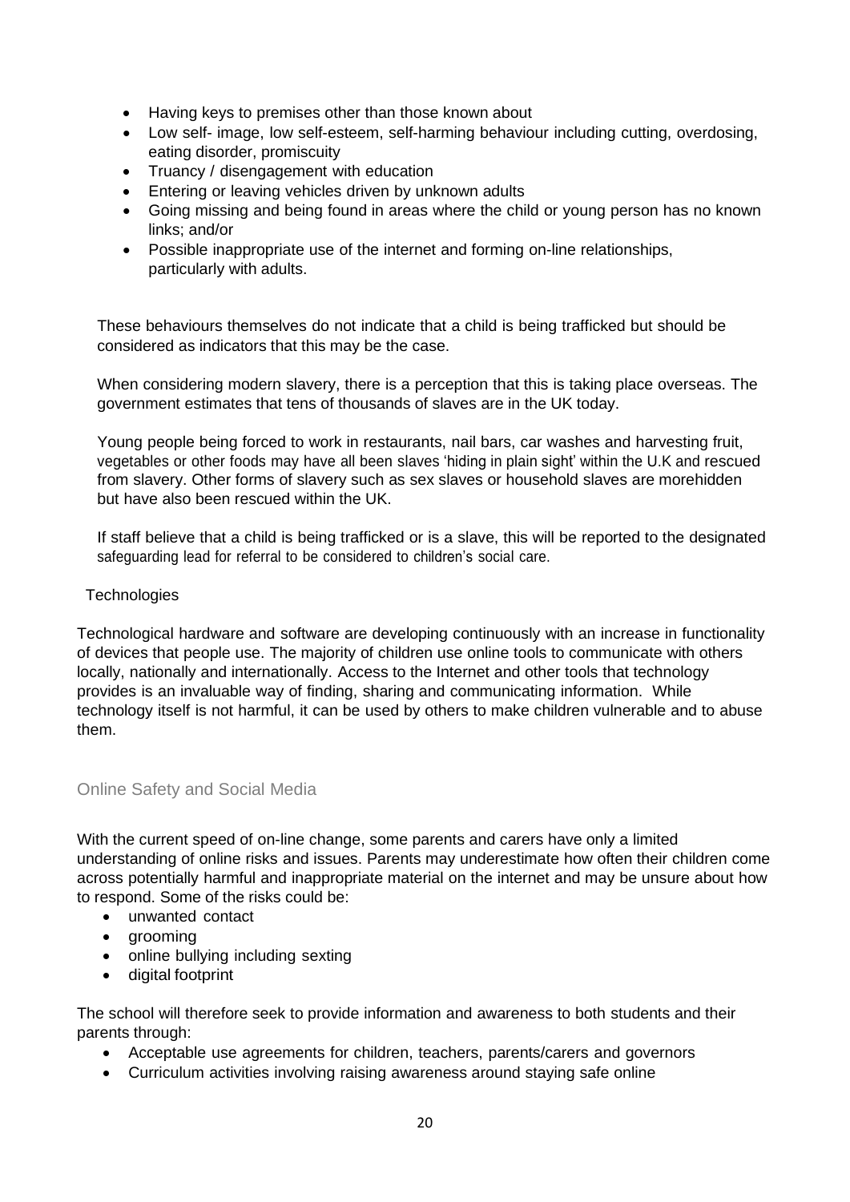- Having keys to premises other than those known about
- Low self- image, low self-esteem, self-harming behaviour including cutting, overdosing, eating disorder, promiscuity
- Truancy / disengagement with education
- Entering or leaving vehicles driven by unknown adults
- Going missing and being found in areas where the child or young person has no known links; and/or
- Possible inappropriate use of the internet and forming on-line relationships, particularly with adults.

These behaviours themselves do not indicate that a child is being trafficked but should be considered as indicators that this may be the case.

When considering modern slavery, there is a perception that this is taking place overseas. The government estimates that tens of thousands of slaves are in the UK today.

Young people being forced to work in restaurants, nail bars, car washes and harvesting fruit, vegetables or other foods may have all been slaves 'hiding in plain sight' within the U.K and rescued from slavery. Other forms of slavery such as sex slaves or household slaves are morehidden but have also been rescued within the UK.

If staff believe that a child is being trafficked or is a slave, this will be reported to the designated safeguarding lead for referral to be considered to children's social care.

### Technologies

Technological hardware and software are developing continuously with an increase in functionality of devices that people use. The majority of children use online tools to communicate with others locally, nationally and internationally. Access to the Internet and other tools that technology provides is an invaluable way of finding, sharing and communicating information. While technology itself is not harmful, it can be used by others to make children vulnerable and to abuse them.

### Online Safety and Social Media

With the current speed of on-line change, some parents and carers have only a limited understanding of online risks and issues. Parents may underestimate how often their children come across potentially harmful and inappropriate material on the internet and may be unsure about how to respond. Some of the risks could be:

- unwanted contact
- grooming
- online bullying including sexting
- digital footprint

The school will therefore seek to provide information and awareness to both students and their parents through:

- Acceptable use agreements for children, teachers, parents/carers and governors
- Curriculum activities involving raising awareness around staying safe online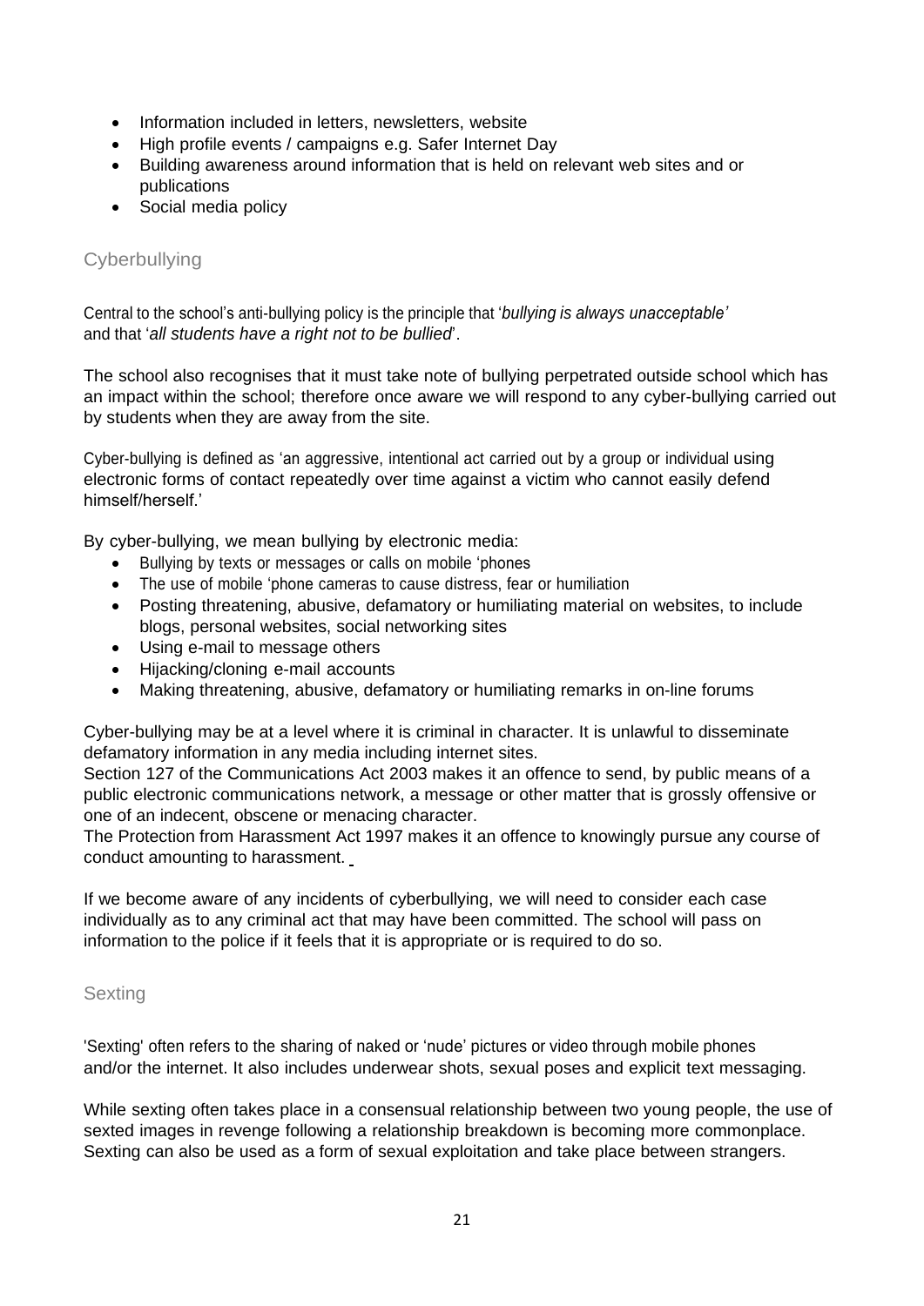- Information included in letters, newsletters, website
- High profile events / campaigns e.g. Safer Internet Day
- Building awareness around information that is held on relevant web sites and or publications
- Social media policy

## Cyberbullying

Central to the school's anti-bullying policy is the principle that '*bullying is always unacceptable'* and that '*all students have a right not to be bullied*'.

The school also recognises that it must take note of bullying perpetrated outside school which has an impact within the school; therefore once aware we will respond to any cyber-bullying carried out by students when they are away from the site.

Cyber-bullying is defined as 'an aggressive, intentional act carried out by a group or individual using electronic forms of contact repeatedly over time against a victim who cannot easily defend himself/herself.'

By cyber-bullying, we mean bullying by electronic media:

- Bullying by texts or messages or calls on mobile 'phones
- The use of mobile 'phone cameras to cause distress, fear or humiliation
- Posting threatening, abusive, defamatory or humiliating material on websites, to include blogs, personal websites, social networking sites
- Using e-mail to message others
- Hijacking/cloning e-mail accounts
- Making threatening, abusive, defamatory or humiliating remarks in on-line forums

Cyber-bullying may be at a level where it is criminal in character. It is unlawful to disseminate defamatory information in any media including internet sites.
Section 127 of the Communications Act 2003 makes it an offence to send, by public means of a public electronic communications network, a message or other matter that is grossly offensive or one of an indecent, obscene or menacing character.
The Protection from Harassment Act 1997 makes it an offence to knowingly pursue any course of conduct amounting to harassment.

If we become aware of any incidents of cyberbullying, we will need to consider each case individually as to any criminal act that may have been committed. The school will pass on information to the police if it feels that it is appropriate or is required to do so.

## Sexting

'Sexting' often refers to the sharing of naked or 'nude' pictures or video through mobile phones and/or the internet. It also includes underwear shots, sexual poses and explicit text messaging.

While sexting often takes place in a consensual relationship between two young people, the use of sexted images in revenge following a relationship breakdown is becoming more commonplace. Sexting can also be used as a form of sexual exploitation and take place between strangers.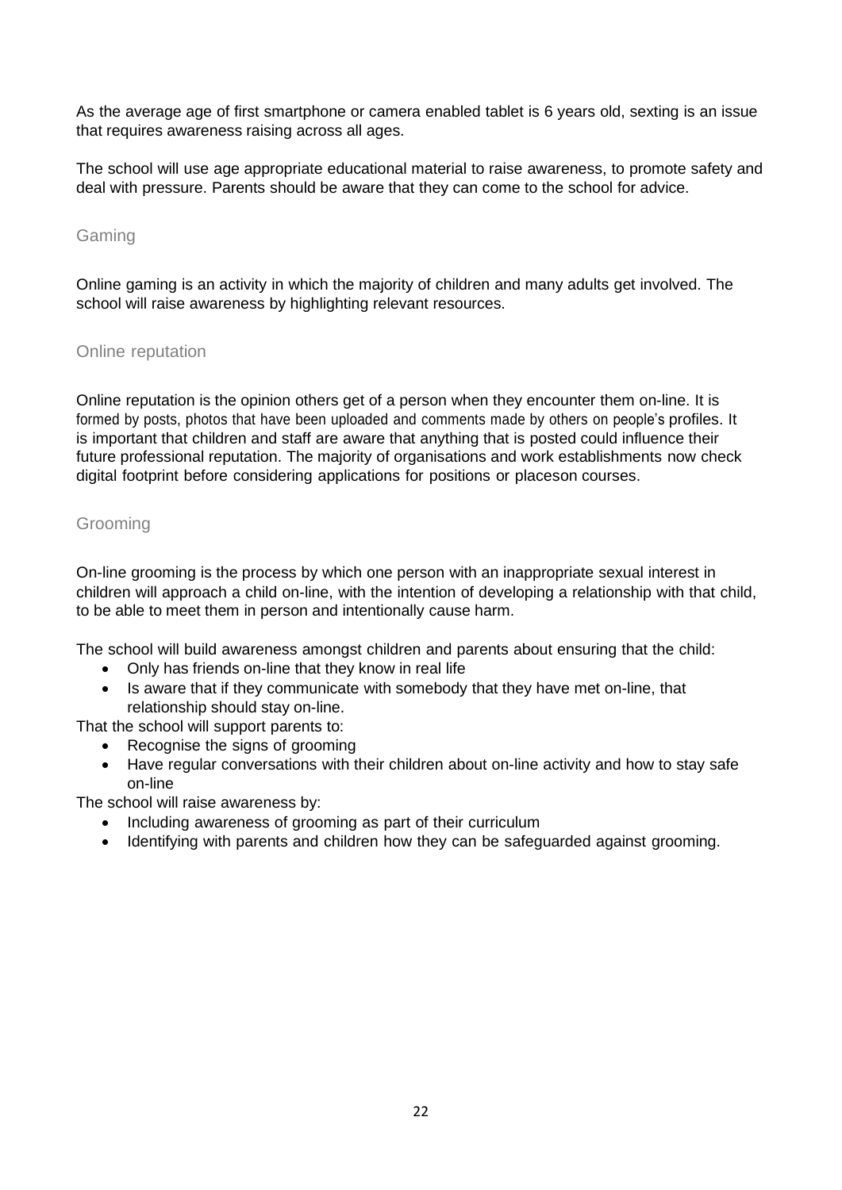As the average age of first smartphone or camera enabled tablet is 6 years old, sexting is an issue that requires awareness raising across all ages.

The school will use age appropriate educational material to raise awareness, to promote safety and deal with pressure. Parents should be aware that they can come to the school for advice.

### Gaming

Online gaming is an activity in which the majority of children and many adults get involved. The school will raise awareness by highlighting relevant resources.

### Online reputation

Online reputation is the opinion others get of a person when they encounter them on-line. It is formed by posts, photos that have been uploaded and comments made by others on people's profiles. It is important that children and staff are aware that anything that is posted could influence their future professional reputation. The majority of organisations and work establishments now check digital footprint before considering applications for positions or placeson courses.

### Grooming

On-line grooming is the process by which one person with an inappropriate sexual interest in children will approach a child on-line, with the intention of developing a relationship with that child, to be able to meet them in person and intentionally cause harm.

The school will build awareness amongst children and parents about ensuring that the child:

- Only has friends on-line that they know in real life
- Is aware that if they communicate with somebody that they have met on-line, that relationship should stay on-line.

That the school will support parents to:

- Recognise the signs of grooming
- Have regular conversations with their children about on-line activity and how to stay safe on-line

The school will raise awareness by:

- Including awareness of grooming as part of their curriculum
- Identifying with parents and children how they can be safeguarded against grooming.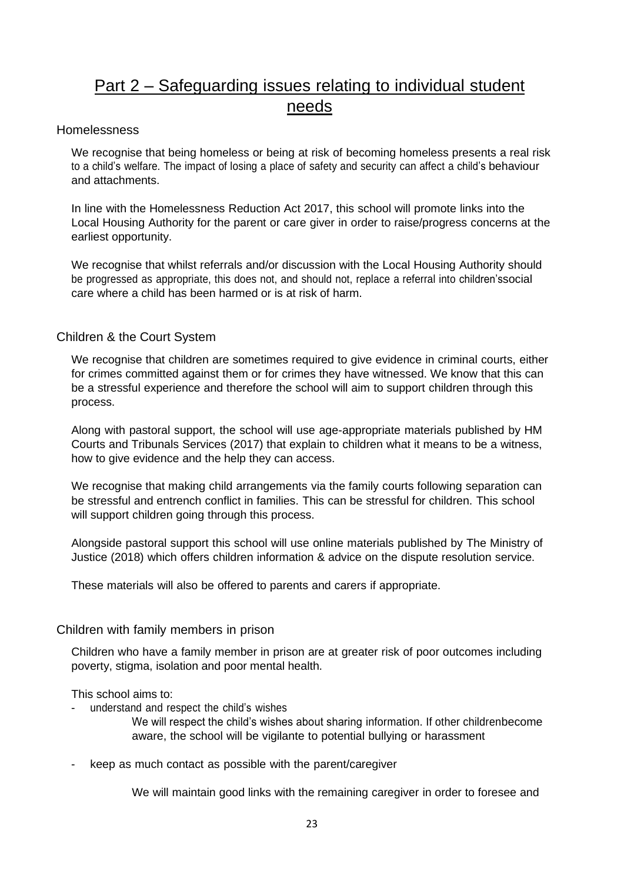# Part 2 – Safeguarding issues relating to individual student needs

## Homelessness

We recognise that being homeless or being at risk of becoming homeless presents a real risk to a child's welfare. The impact of losing a place of safety and security can affect a child's behaviour and attachments.

In line with the Homelessness Reduction Act 2017, this school will promote links into the Local Housing Authority for the parent or care giver in order to raise/progress concerns at the earliest opportunity.

We recognise that whilst referrals and/or discussion with the Local Housing Authority should be progressed as appropriate, this does not, and should not, replace a referral into children'ssocial care where a child has been harmed or is at risk of harm.

## Children & the Court System

We recognise that children are sometimes required to give evidence in criminal courts, either for crimes committed against them or for crimes they have witnessed. We know that this can be a stressful experience and therefore the school will aim to support children through this process.

Along with pastoral support, the school will use age-appropriate materials published by HM Courts and Tribunals Services (2017) that explain to children what it means to be a witness, how to give evidence and the help they can access.

We recognise that making child arrangements via the family courts following separation can be stressful and entrench conflict in families. This can be stressful for children. This school will support children going through this process.

Alongside pastoral support this school will use online materials published by The Ministry of Justice (2018) which offers children information & advice on the dispute resolution service.

These materials will also be offered to parents and carers if appropriate.

## Children with family members in prison

Children who have a family member in prison are at greater risk of poor outcomes including poverty, stigma, isolation and poor mental health.

This school aims to:

- understand and respect the child's wishes

  We will respect the child's wishes about sharing information. If other childrenbecome aware, the school will be vigilante to potential bullying or harassment

- keep as much contact as possible with the parent/caregiver

  We will maintain good links with the remaining caregiver in order to foresee and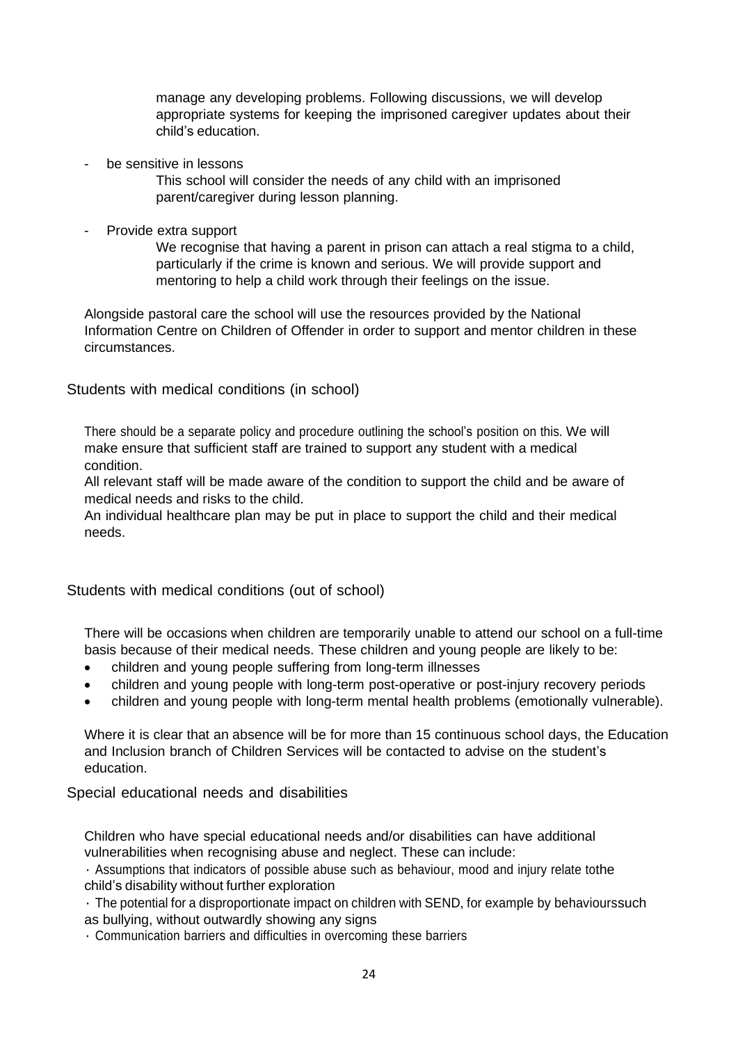manage any developing problems. Following discussions, we will develop appropriate systems for keeping the imprisoned caregiver updates about their child's education.

- be sensitive in lessons

  This school will consider the needs of any child with an imprisoned parent/caregiver during lesson planning.

- Provide extra support

  We recognise that having a parent in prison can attach a real stigma to a child, particularly if the crime is known and serious. We will provide support and mentoring to help a child work through their feelings on the issue.

Alongside pastoral care the school will use the resources provided by the National Information Centre on Children of Offender in order to support and mentor children in these circumstances.

## Students with medical conditions (in school)

There should be a separate policy and procedure outlining the school's position on this. We will make ensure that sufficient staff are trained to support any student with a medical condition.
All relevant staff will be made aware of the condition to support the child and be aware of medical needs and risks to the child.
An individual healthcare plan may be put in place to support the child and their medical needs.

## Students with medical conditions (out of school)

There will be occasions when children are temporarily unable to attend our school on a full-time basis because of their medical needs. These children and young people are likely to be:

- children and young people suffering from long-term illnesses
- children and young people with long-term post-operative or post-injury recovery periods
- children and young people with long-term mental health problems (emotionally vulnerable).

Where it is clear that an absence will be for more than 15 continuous school days, the Education and Inclusion branch of Children Services will be contacted to advise on the student's education.

## Special educational needs and disabilities

Children who have special educational needs and/or disabilities can have additional vulnerabilities when recognising abuse and neglect. These can include:

- Assumptions that indicators of possible abuse such as behaviour, mood and injury relate tothe child's disability without further exploration
- The potential for a disproportionate impact on children with SEND, for example by behaviourssuch as bullying, without outwardly showing any signs
- Communication barriers and difficulties in overcoming these barriers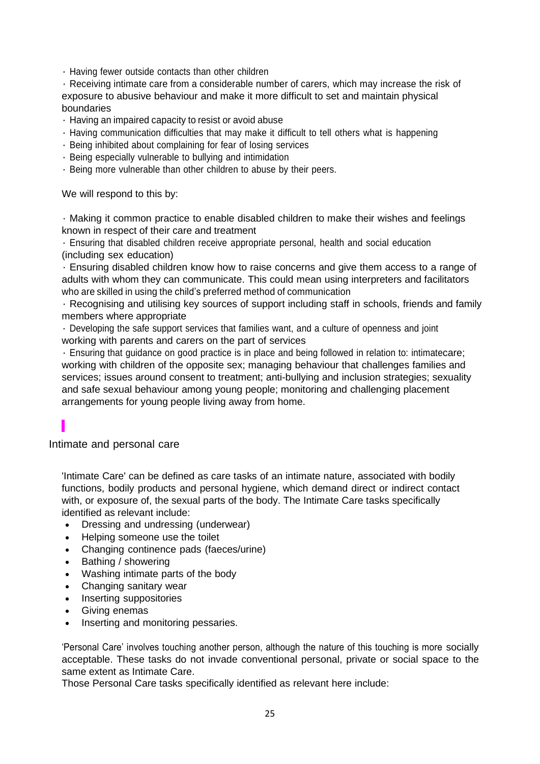· Having fewer outside contacts than other children

· Receiving intimate care from a considerable number of carers, which may increase the risk of exposure to abusive behaviour and make it more difficult to set and maintain physical boundaries

· Having an impaired capacity to resist or avoid abuse

· Having communication difficulties that may make it difficult to tell others what is happening

· Being inhibited about complaining for fear of losing services

· Being especially vulnerable to bullying and intimidation

· Being more vulnerable than other children to abuse by their peers.

We will respond to this by:

· Making it common practice to enable disabled children to make their wishes and feelings known in respect of their care and treatment

· Ensuring that disabled children receive appropriate personal, health and social education (including sex education)

· Ensuring disabled children know how to raise concerns and give them access to a range of adults with whom they can communicate. This could mean using interpreters and facilitators who are skilled in using the child's preferred method of communication

· Recognising and utilising key sources of support including staff in schools, friends and family members where appropriate

· Developing the safe support services that families want, and a culture of openness and joint working with parents and carers on the part of services

· Ensuring that guidance on good practice is in place and being followed in relation to: intimatecare; working with children of the opposite sex; managing behaviour that challenges families and services; issues around consent to treatment; anti-bullying and inclusion strategies; sexuality and safe sexual behaviour among young people; monitoring and challenging placement arrangements for young people living away from home.

## Intimate and personal care

'Intimate Care' can be defined as care tasks of an intimate nature, associated with bodily functions, bodily products and personal hygiene, which demand direct or indirect contact with, or exposure of, the sexual parts of the body. The Intimate Care tasks specifically identified as relevant include:

- Dressing and undressing (underwear)
- Helping someone use the toilet
- Changing continence pads (faeces/urine)
- Bathing / showering
- Washing intimate parts of the body
- Changing sanitary wear
- Inserting suppositories
- Giving enemas
- Inserting and monitoring pessaries.

'Personal Care' involves touching another person, although the nature of this touching is more socially acceptable. These tasks do not invade conventional personal, private or social space to the same extent as Intimate Care.

Those Personal Care tasks specifically identified as relevant here include: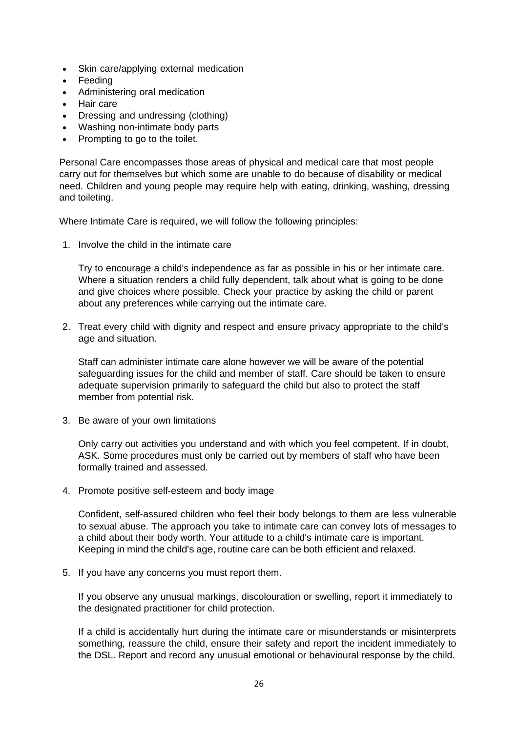- Skin care/applying external medication
- Feeding
- Administering oral medication
- Hair care
- Dressing and undressing (clothing)
- Washing non-intimate body parts
- Prompting to go to the toilet.

Personal Care encompasses those areas of physical and medical care that most people carry out for themselves but which some are unable to do because of disability or medical need. Children and young people may require help with eating, drinking, washing, dressing and toileting.

Where Intimate Care is required, we will follow the following principles:

1. Involve the child in the intimate care

   Try to encourage a child's independence as far as possible in his or her intimate care. Where a situation renders a child fully dependent, talk about what is going to be done and give choices where possible. Check your practice by asking the child or parent about any preferences while carrying out the intimate care.

2. Treat every child with dignity and respect and ensure privacy appropriate to the child's age and situation.

   Staff can administer intimate care alone however we will be aware of the potential safeguarding issues for the child and member of staff. Care should be taken to ensure adequate supervision primarily to safeguard the child but also to protect the staff member from potential risk.

3. Be aware of your own limitations

   Only carry out activities you understand and with which you feel competent. If in doubt, ASK. Some procedures must only be carried out by members of staff who have been formally trained and assessed.

4. Promote positive self-esteem and body image

   Confident, self-assured children who feel their body belongs to them are less vulnerable to sexual abuse. The approach you take to intimate care can convey lots of messages to a child about their body worth. Your attitude to a child's intimate care is important. Keeping in mind the child's age, routine care can be both efficient and relaxed.

5. If you have any concerns you must report them.

   If you observe any unusual markings, discolouration or swelling, report it immediately to the designated practitioner for child protection.

   If a child is accidentally hurt during the intimate care or misunderstands or misinterprets something, reassure the child, ensure their safety and report the incident immediately to the DSL. Report and record any unusual emotional or behavioural response by the child.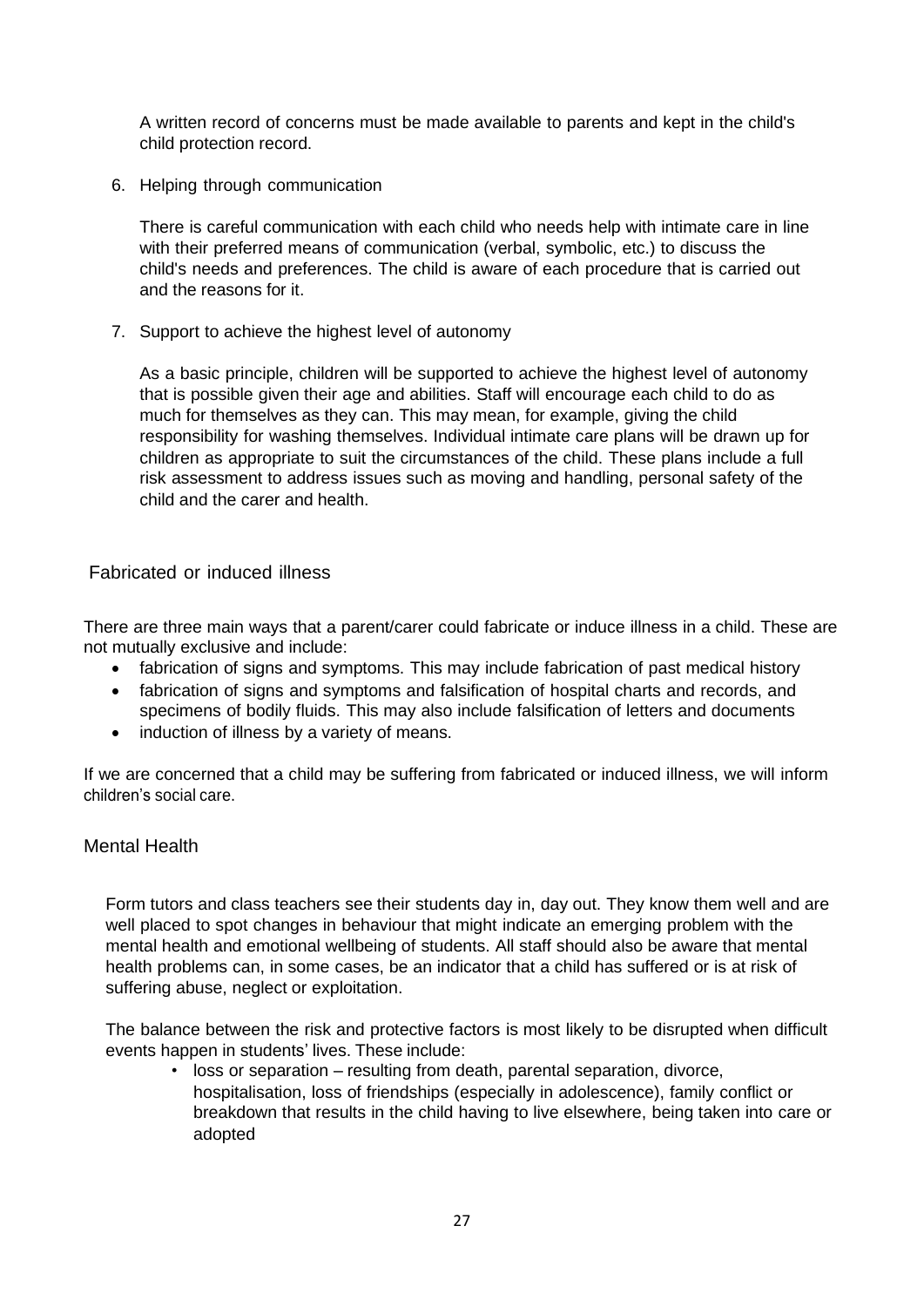A written record of concerns must be made available to parents and kept in the child's child protection record.

6. Helping through communication

   There is careful communication with each child who needs help with intimate care in line with their preferred means of communication (verbal, symbolic, etc.) to discuss the child's needs and preferences. The child is aware of each procedure that is carried out and the reasons for it.

7. Support to achieve the highest level of autonomy

   As a basic principle, children will be supported to achieve the highest level of autonomy that is possible given their age and abilities. Staff will encourage each child to do as much for themselves as they can. This may mean, for example, giving the child responsibility for washing themselves. Individual intimate care plans will be drawn up for children as appropriate to suit the circumstances of the child. These plans include a full risk assessment to address issues such as moving and handling, personal safety of the child and the carer and health.

## Fabricated or induced illness

There are three main ways that a parent/carer could fabricate or induce illness in a child. These are not mutually exclusive and include:

- fabrication of signs and symptoms. This may include fabrication of past medical history
- fabrication of signs and symptoms and falsification of hospital charts and records, and specimens of bodily fluids. This may also include falsification of letters and documents
- induction of illness by a variety of means.

If we are concerned that a child may be suffering from fabricated or induced illness, we will inform children's social care.

## Mental Health

Form tutors and class teachers see their students day in, day out. They know them well and are well placed to spot changes in behaviour that might indicate an emerging problem with the mental health and emotional wellbeing of students. All staff should also be aware that mental health problems can, in some cases, be an indicator that a child has suffered or is at risk of suffering abuse, neglect or exploitation.

The balance between the risk and protective factors is most likely to be disrupted when difficult events happen in students' lives. These include:

- loss or separation – resulting from death, parental separation, divorce, hospitalisation, loss of friendships (especially in adolescence), family conflict or breakdown that results in the child having to live elsewhere, being taken into care or adopted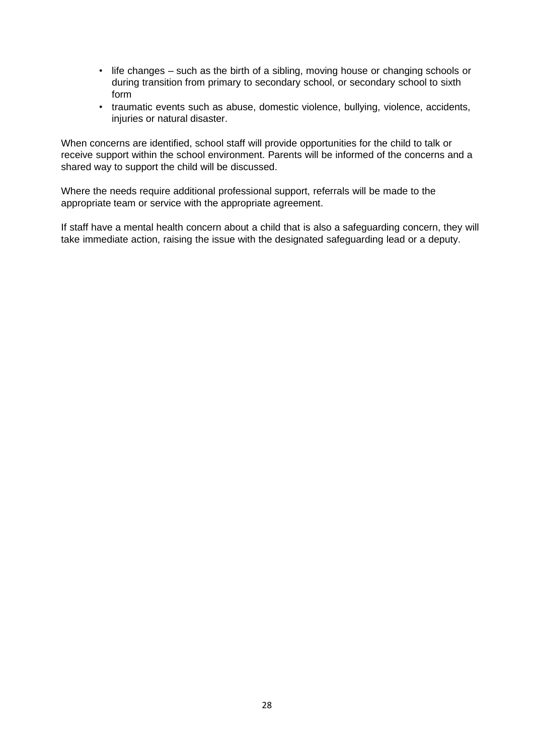- life changes – such as the birth of a sibling, moving house or changing schools or during transition from primary to secondary school, or secondary school to sixth form
- traumatic events such as abuse, domestic violence, bullying, violence, accidents, injuries or natural disaster.

When concerns are identified, school staff will provide opportunities for the child to talk or receive support within the school environment. Parents will be informed of the concerns and a shared way to support the child will be discussed.

Where the needs require additional professional support, referrals will be made to the appropriate team or service with the appropriate agreement.

If staff have a mental health concern about a child that is also a safeguarding concern, they will take immediate action, raising the issue with the designated safeguarding lead or a deputy.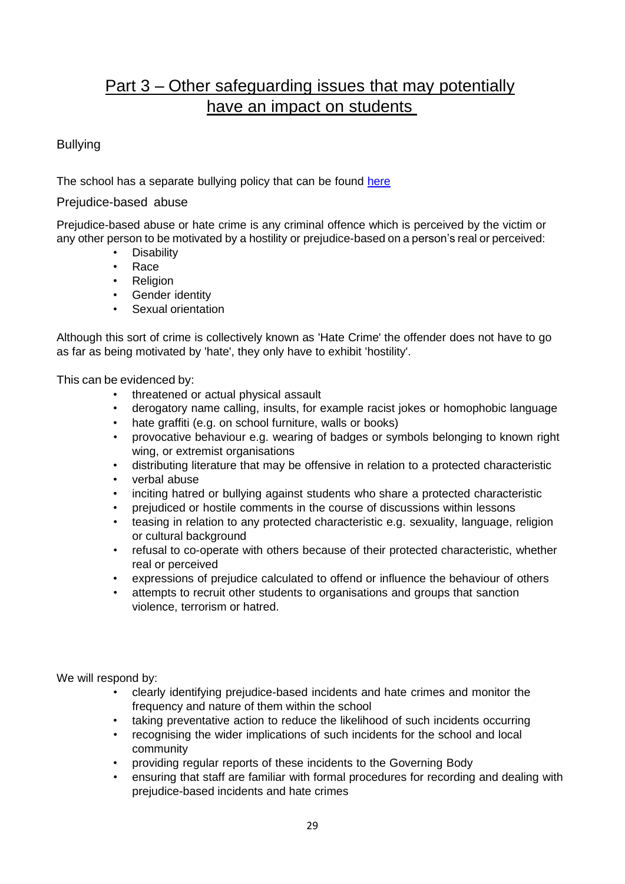# Part 3 – Other safeguarding issues that may potentially have an impact on students

## Bullying

The school has a separate bullying policy that can be found [here]

## Prejudice-based abuse

Prejudice-based abuse or hate crime is any criminal offence which is perceived by the victim or any other person to be motivated by a hostility or prejudice-based on a person's real or perceived:

- Disability
- Race
- Religion
- Gender identity
- Sexual orientation

Although this sort of crime is collectively known as 'Hate Crime' the offender does not have to go as far as being motivated by 'hate', they only have to exhibit 'hostility'.

This can be evidenced by:

- threatened or actual physical assault
- derogatory name calling, insults, for example racist jokes or homophobic language
- hate graffiti (e.g. on school furniture, walls or books)
- provocative behaviour e.g. wearing of badges or symbols belonging to known right wing, or extremist organisations
- distributing literature that may be offensive in relation to a protected characteristic
- verbal abuse
- inciting hatred or bullying against students who share a protected characteristic
- prejudiced or hostile comments in the course of discussions within lessons
- teasing in relation to any protected characteristic e.g. sexuality, language, religion or cultural background
- refusal to co-operate with others because of their protected characteristic, whether real or perceived
- expressions of prejudice calculated to offend or influence the behaviour of others
- attempts to recruit other students to organisations and groups that sanction violence, terrorism or hatred.

We will respond by:

- clearly identifying prejudice-based incidents and hate crimes and monitor the frequency and nature of them within the school
- taking preventative action to reduce the likelihood of such incidents occurring
- recognising the wider implications of such incidents for the school and local community
- providing regular reports of these incidents to the Governing Body
- ensuring that staff are familiar with formal procedures for recording and dealing with prejudice-based incidents and hate crimes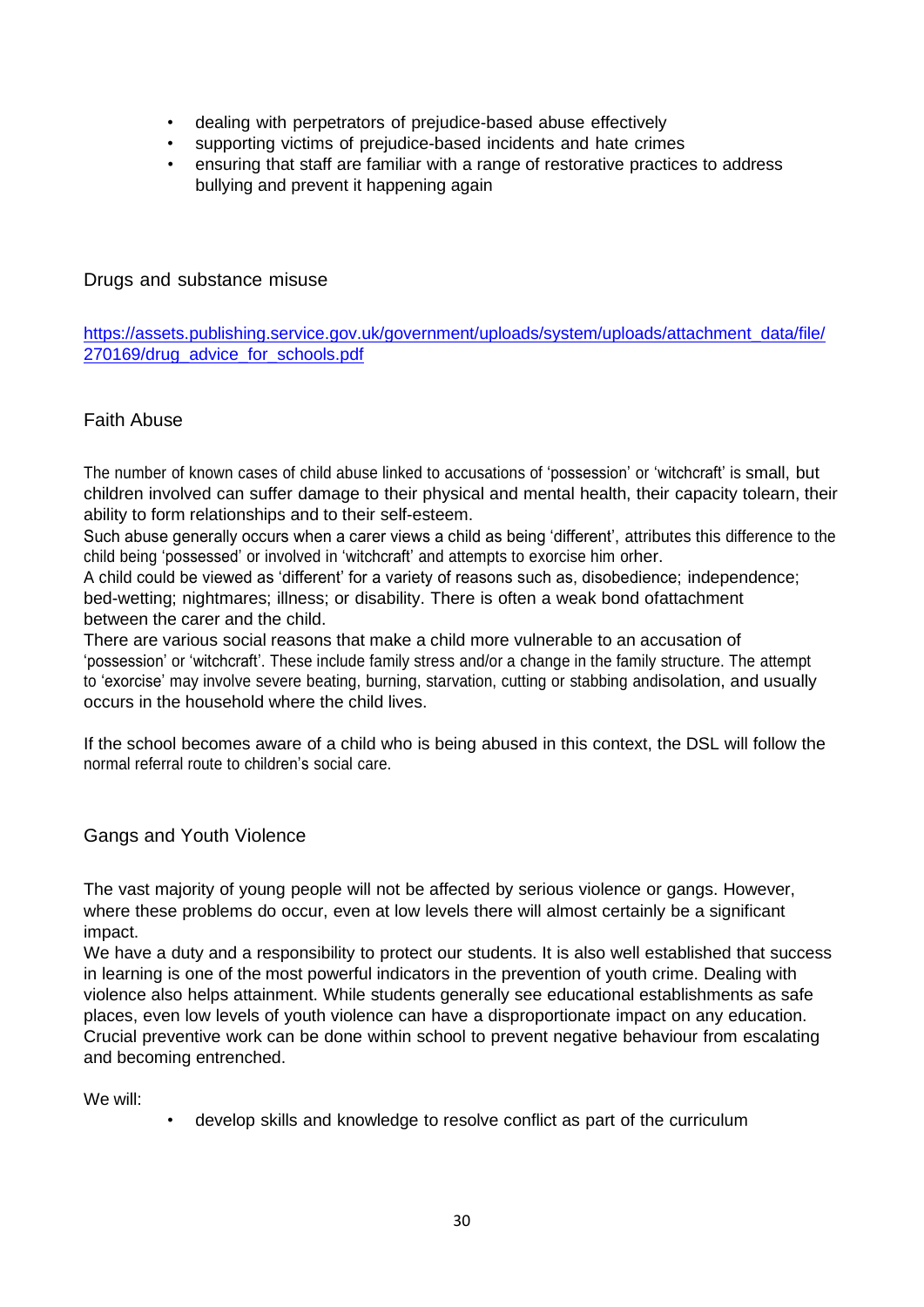- dealing with perpetrators of prejudice-based abuse effectively
- supporting victims of prejudice-based incidents and hate crimes
- ensuring that staff are familiar with a range of restorative practices to address bullying and prevent it happening again

## Drugs and substance misuse

[https://assets.publishing.service.gov.uk/government/uploads/system/uploads/attachment_data/file/270169/drug_advice_for_schools.pdf](https://assets.publishing.service.gov.uk/government/uploads/system/uploads/attachment_data/file/270169/drug_advice_for_schools.pdf)

## Faith Abuse

The number of known cases of child abuse linked to accusations of 'possession' or 'witchcraft' is small, but children involved can suffer damage to their physical and mental health, their capacity tolearn, their ability to form relationships and to their self-esteem.
Such abuse generally occurs when a carer views a child as being 'different', attributes this difference to the child being 'possessed' or involved in 'witchcraft' and attempts to exorcise him orher.
A child could be viewed as 'different' for a variety of reasons such as, disobedience; independence; bed-wetting; nightmares; illness; or disability. There is often a weak bond ofattachment between the carer and the child.
There are various social reasons that make a child more vulnerable to an accusation of 'possession' or 'witchcraft'. These include family stress and/or a change in the family structure. The attempt to 'exorcise' may involve severe beating, burning, starvation, cutting or stabbing andisolation, and usually occurs in the household where the child lives.

If the school becomes aware of a child who is being abused in this context, the DSL will follow the normal referral route to children's social care.

## Gangs and Youth Violence

The vast majority of young people will not be affected by serious violence or gangs. However, where these problems do occur, even at low levels there will almost certainly be a significant impact.
We have a duty and a responsibility to protect our students. It is also well established that success in learning is one of the most powerful indicators in the prevention of youth crime. Dealing with violence also helps attainment. While students generally see educational establishments as safe places, even low levels of youth violence can have a disproportionate impact on any education. Crucial preventive work can be done within school to prevent negative behaviour from escalating and becoming entrenched.

We will:

- develop skills and knowledge to resolve conflict as part of the curriculum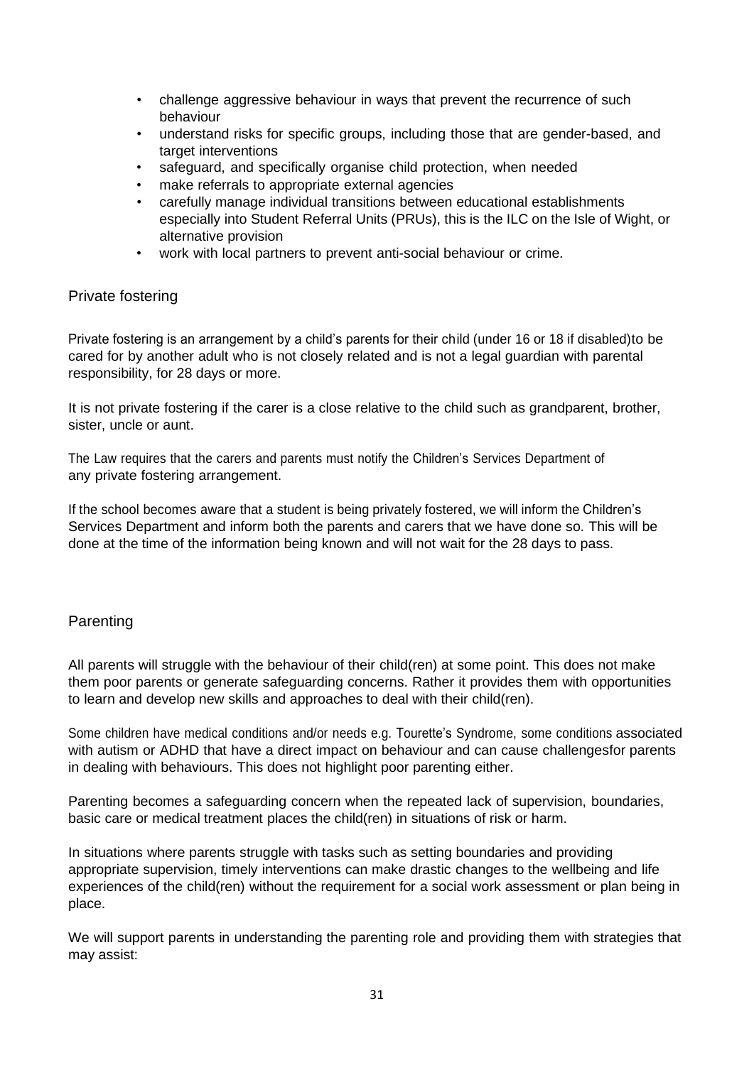- challenge aggressive behaviour in ways that prevent the recurrence of such behaviour
- understand risks for specific groups, including those that are gender-based, and target interventions
- safeguard, and specifically organise child protection, when needed
- make referrals to appropriate external agencies
- carefully manage individual transitions between educational establishments especially into Student Referral Units (PRUs), this is the ILC on the Isle of Wight, or alternative provision
- work with local partners to prevent anti-social behaviour or crime.

## Private fostering

Private fostering is an arrangement by a child's parents for their child (under 16 or 18 if disabled)to be cared for by another adult who is not closely related and is not a legal guardian with parental responsibility, for 28 days or more.

It is not private fostering if the carer is a close relative to the child such as grandparent, brother, sister, uncle or aunt.

The Law requires that the carers and parents must notify the Children's Services Department of any private fostering arrangement.

If the school becomes aware that a student is being privately fostered, we will inform the Children's Services Department and inform both the parents and carers that we have done so. This will be done at the time of the information being known and will not wait for the 28 days to pass.

## Parenting

All parents will struggle with the behaviour of their child(ren) at some point. This does not make them poor parents or generate safeguarding concerns. Rather it provides them with opportunities to learn and develop new skills and approaches to deal with their child(ren).

Some children have medical conditions and/or needs e.g. Tourette's Syndrome, some conditions associated with autism or ADHD that have a direct impact on behaviour and can cause challengesfor parents in dealing with behaviours. This does not highlight poor parenting either.

Parenting becomes a safeguarding concern when the repeated lack of supervision, boundaries, basic care or medical treatment places the child(ren) in situations of risk or harm.

In situations where parents struggle with tasks such as setting boundaries and providing appropriate supervision, timely interventions can make drastic changes to the wellbeing and life experiences of the child(ren) without the requirement for a social work assessment or plan being in place.

We will support parents in understanding the parenting role and providing them with strategies that may assist: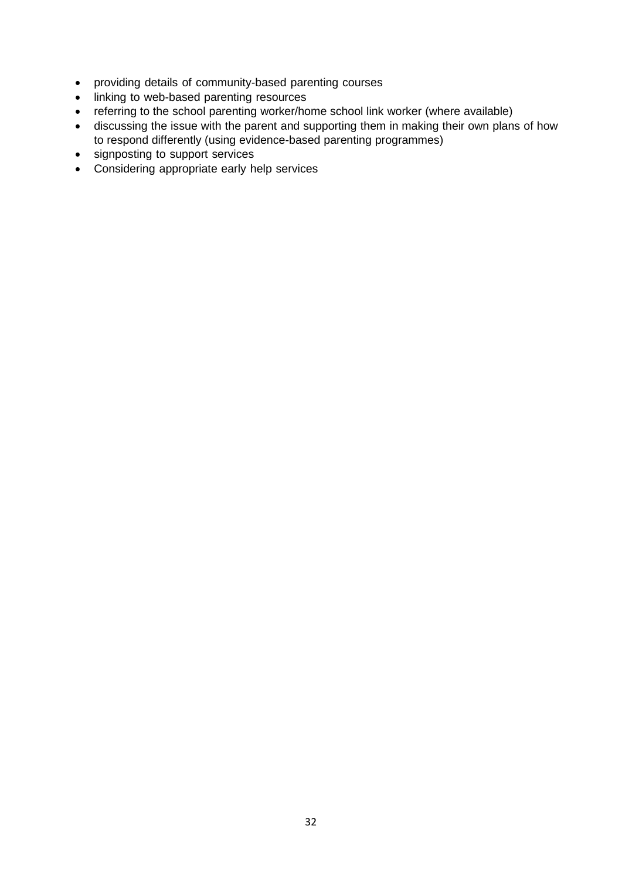- providing details of community-based parenting courses
- linking to web-based parenting resources
- referring to the school parenting worker/home school link worker (where available)
- discussing the issue with the parent and supporting them in making their own plans of how to respond differently (using evidence-based parenting programmes)
- signposting to support services
- Considering appropriate early help services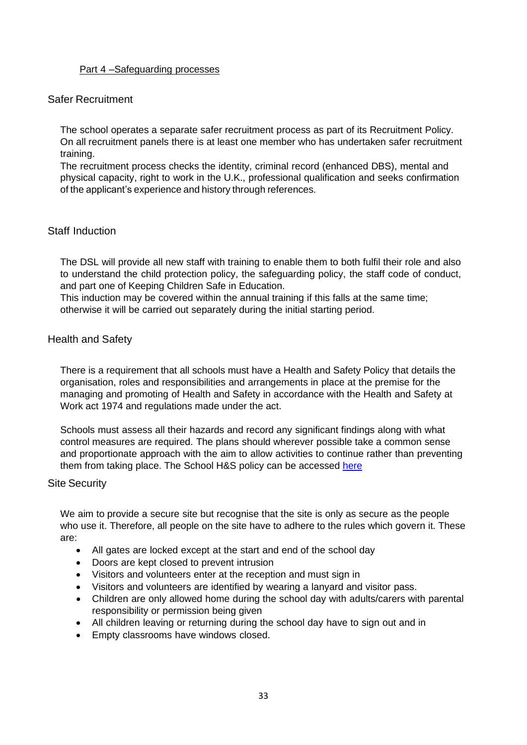## Part 4 –Safeguarding processes

### Safer Recruitment

The school operates a separate safer recruitment process as part of its Recruitment Policy. On all recruitment panels there is at least one member who has undertaken safer recruitment training.
The recruitment process checks the identity, criminal record (enhanced DBS), mental and physical capacity, right to work in the U.K., professional qualification and seeks confirmation of the applicant's experience and history through references.

### Staff Induction

The DSL will provide all new staff with training to enable them to both fulfil their role and also to understand the child protection policy, the safeguarding policy, the staff code of conduct, and part one of Keeping Children Safe in Education.
This induction may be covered within the annual training if this falls at the same time; otherwise it will be carried out separately during the initial starting period.

### Health and Safety

There is a requirement that all schools must have a Health and Safety Policy that details the organisation, roles and responsibilities and arrangements in place at the premise for the managing and promoting of Health and Safety in accordance with the Health and Safety at Work act 1974 and regulations made under the act.

Schools must assess all their hazards and record any significant findings along with what control measures are required. The plans should wherever possible take a common sense and proportionate approach with the aim to allow activities to continue rather than preventing them from taking place. The School H&S policy can be accessed [here]

### Site Security

We aim to provide a secure site but recognise that the site is only as secure as the people who use it. Therefore, all people on the site have to adhere to the rules which govern it. These are:

- All gates are locked except at the start and end of the school day
- Doors are kept closed to prevent intrusion
- Visitors and volunteers enter at the reception and must sign in
- Visitors and volunteers are identified by wearing a lanyard and visitor pass.
- Children are only allowed home during the school day with adults/carers with parental responsibility or permission being given
- All children leaving or returning during the school day have to sign out and in
- Empty classrooms have windows closed.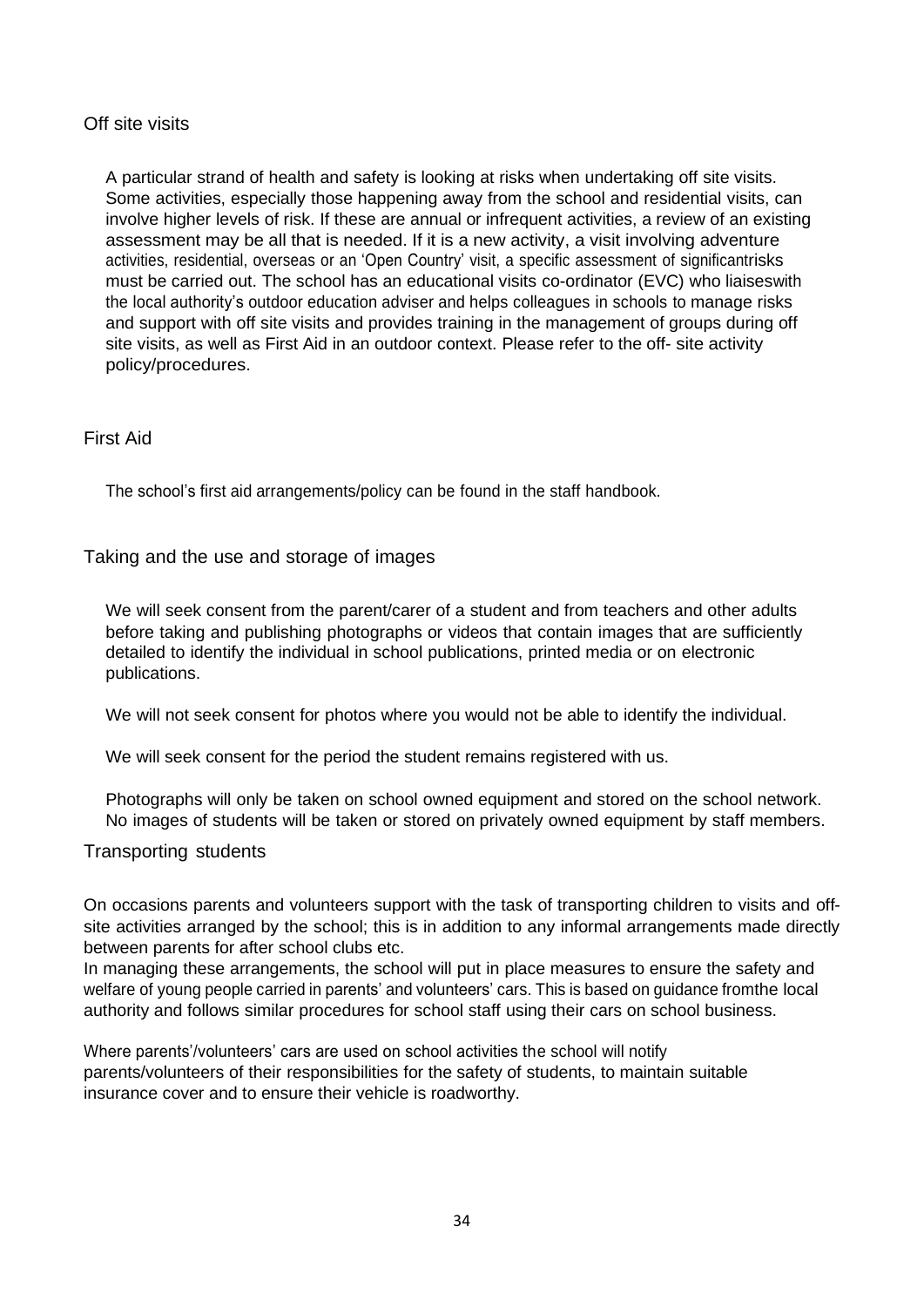## Off site visits

A particular strand of health and safety is looking at risks when undertaking off site visits. Some activities, especially those happening away from the school and residential visits, can involve higher levels of risk. If these are annual or infrequent activities, a review of an existing assessment may be all that is needed. If it is a new activity, a visit involving adventure activities, residential, overseas or an 'Open Country' visit, a specific assessment of significantrisks must be carried out. The school has an educational visits co-ordinator (EVC) who liaiseswith the local authority's outdoor education adviser and helps colleagues in schools to manage risks and support with off site visits and provides training in the management of groups during off site visits, as well as First Aid in an outdoor context. Please refer to the off- site activity policy/procedures.

## First Aid

The school's first aid arrangements/policy can be found in the staff handbook.

## Taking and the use and storage of images

We will seek consent from the parent/carer of a student and from teachers and other adults before taking and publishing photographs or videos that contain images that are sufficiently detailed to identify the individual in school publications, printed media or on electronic publications.

We will not seek consent for photos where you would not be able to identify the individual.

We will seek consent for the period the student remains registered with us.

Photographs will only be taken on school owned equipment and stored on the school network. No images of students will be taken or stored on privately owned equipment by staff members.

## Transporting students

On occasions parents and volunteers support with the task of transporting children to visits and off-site activities arranged by the school; this is in addition to any informal arrangements made directly between parents for after school clubs etc.

In managing these arrangements, the school will put in place measures to ensure the safety and welfare of young people carried in parents' and volunteers' cars. This is based on guidance fromthe local authority and follows similar procedures for school staff using their cars on school business.

Where parents'/volunteers' cars are used on school activities the school will notify parents/volunteers of their responsibilities for the safety of students, to maintain suitable insurance cover and to ensure their vehicle is roadworthy.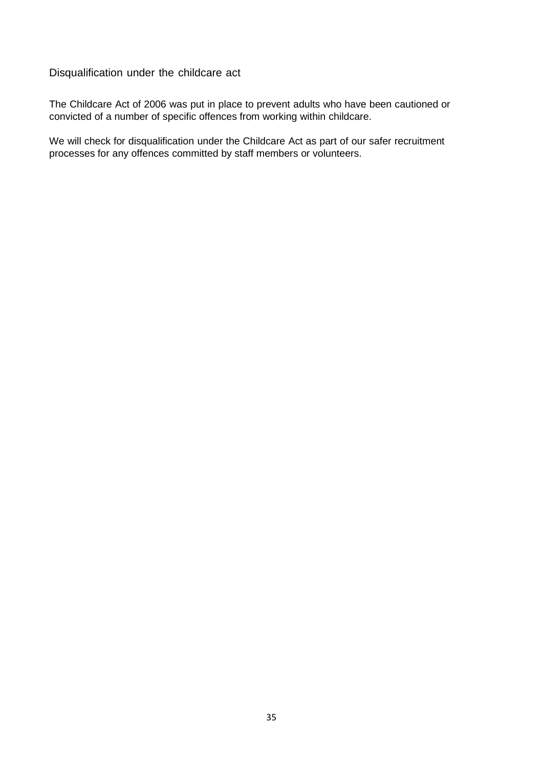## Disqualification under the childcare act

The Childcare Act of 2006 was put in place to prevent adults who have been cautioned or convicted of a number of specific offences from working within childcare.

We will check for disqualification under the Childcare Act as part of our safer recruitment processes for any offences committed by staff members or volunteers.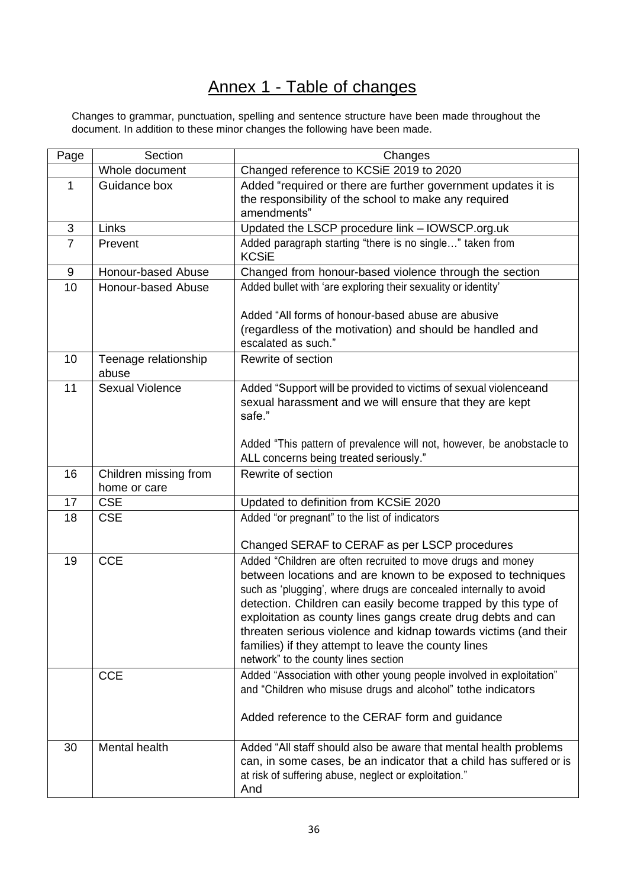# Annex 1 - Table of changes

Changes to grammar, punctuation, spelling and sentence structure have been made throughout the document. In addition to these minor changes the following have been made.

| Page | Section | Changes |
|---|---|---|
| | Whole document | Changed reference to KCSiE 2019 to 2020 |
| 1 | Guidance box | Added "required or there are further government updates it is the responsibility of the school to make any required amendments" |
| 3 | Links | Updated the LSCP procedure link – IOWSCP.org.uk |
| 7 | Prevent | Added paragraph starting "there is no single…" taken from KCSiE |
| 9 | Honour-based Abuse | Changed from honour-based violence through the section |
| 10 | Honour-based Abuse | Added bullet with 'are exploring their sexuality or identity'<br><br>Added "All forms of honour-based abuse are abusive (regardless of the motivation) and should be handled and escalated as such." |
| 10 | Teenage relationship abuse | Rewrite of section |
| 11 | Sexual Violence | Added "Support will be provided to victims of sexual violenceand sexual harassment and we will ensure that they are kept safe."<br><br>Added "This pattern of prevalence will not, however, be anobstacle to ALL concerns being treated seriously." |
| 16 | Children missing from home or care | Rewrite of section |
| 17 | CSE | Updated to definition from KCSiE 2020 |
| 18 | CSE | Added "or pregnant" to the list of indicators<br><br>Changed SERAF to CERAF as per LSCP procedures |
| 19 | CCE | Added "Children are often recruited to move drugs and money between locations and are known to be exposed to techniques such as 'plugging', where drugs are concealed internally to avoid detection. Children can easily become trapped by this type of exploitation as county lines gangs create drug debts and can threaten serious violence and kidnap towards victims (and their families) if they attempt to leave the county lines network" to the county lines section |
| | CCE | Added "Association with other young people involved in exploitation" and "Children who misuse drugs and alcohol" tothe indicators<br><br>Added reference to the CERAF form and guidance |
| 30 | Mental health | Added "All staff should also be aware that mental health problems can, in some cases, be an indicator that a child has suffered or is at risk of suffering abuse, neglect or exploitation."<br>And |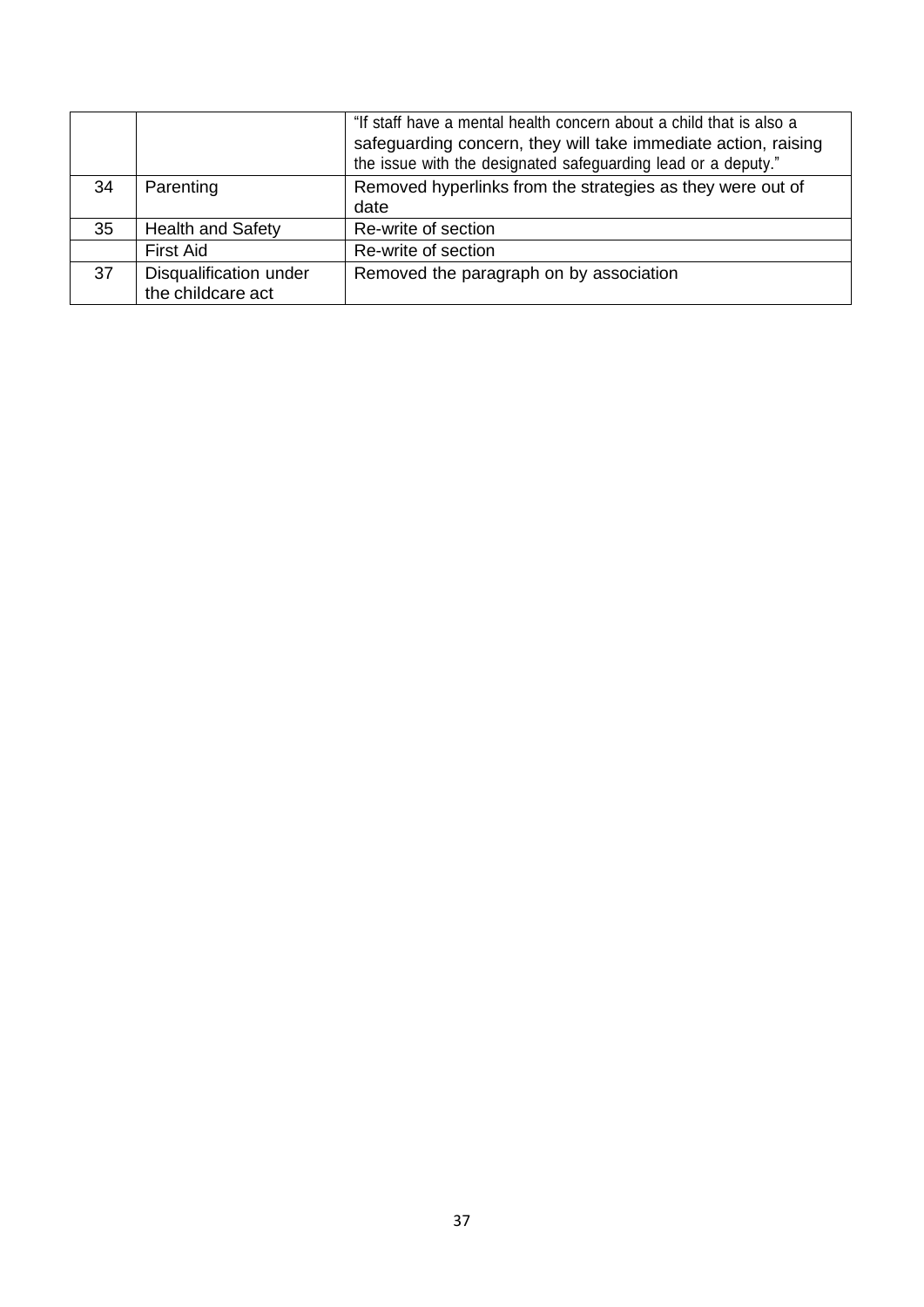| | | |
|---|---|---|
| | | "If staff have a mental health concern about a child that is also a safeguarding concern, they will take immediate action, raising the issue with the designated safeguarding lead or a deputy." |
| 34 | Parenting | Removed hyperlinks from the strategies as they were out of date |
| 35 | Health and Safety | Re-write of section |
| | First Aid | Re-write of section |
| 37 | Disqualification under the childcare act | Removed the paragraph on by association |